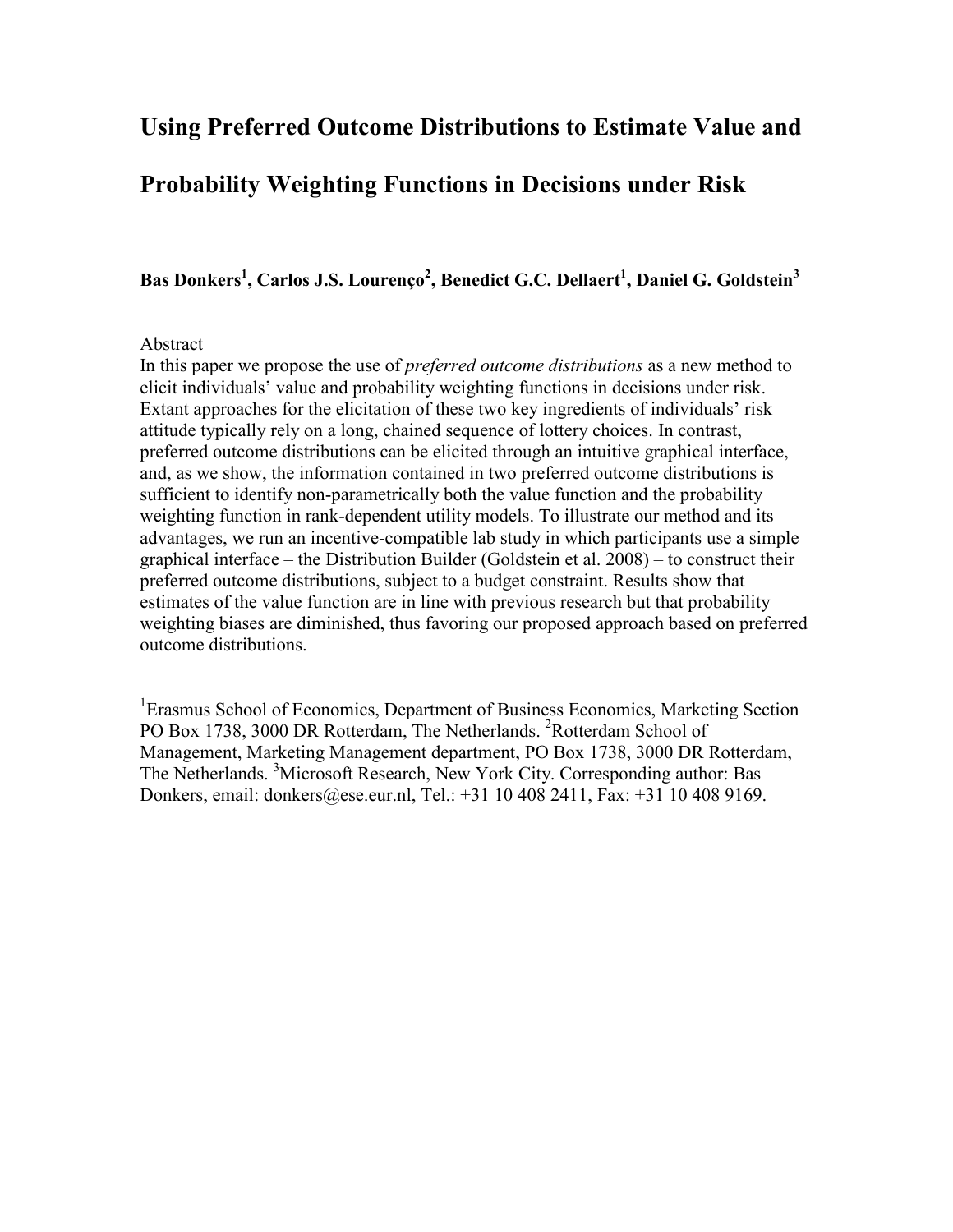# Using Preferred Outcome Distributions to Estimate Value and Probability Weighting Functions in Decisions under Risk

**Bas Donkers[1], Carlos J.S. Lourenço[2], Benedict G.C. Dellaert[1], Daniel G. Goldstein[3]**

Abstract

In this paper we propose the use of *preferred outcome distributions* as a new method to elicit individuals' value and probability weighting functions in decisions under risk. Extant approaches for the elicitation of these two key ingredients of individuals' risk attitude typically rely on a long, chained sequence of lottery choices. In contrast, preferred outcome distributions can be elicited through an intuitive graphical interface, and, as we show, the information contained in two preferred outcome distributions is sufficient to identify non-parametrically both the value function and the probability weighting function in rank-dependent utility models. To illustrate our method and its advantages, we run an incentive-compatible lab study in which participants use a simple graphical interface – the Distribution Builder (Goldstein et al. 2008) – to construct their preferred outcome distributions, subject to a budget constraint. Results show that estimates of the value function are in line with previous research but that probability weighting biases are diminished, thus favoring our proposed approach based on preferred outcome distributions.

[1]Erasmus School of Economics, Department of Business Economics, Marketing Section PO Box 1738, 3000 DR Rotterdam, The Netherlands. [2]Rotterdam School of Management, Marketing Management department, PO Box 1738, 3000 DR Rotterdam, The Netherlands. [3]Microsoft Research, New York City. Corresponding author: Bas Donkers, email: donkers@ese.eur.nl, Tel.: +31 10 408 2411, Fax: +31 10 408 9169.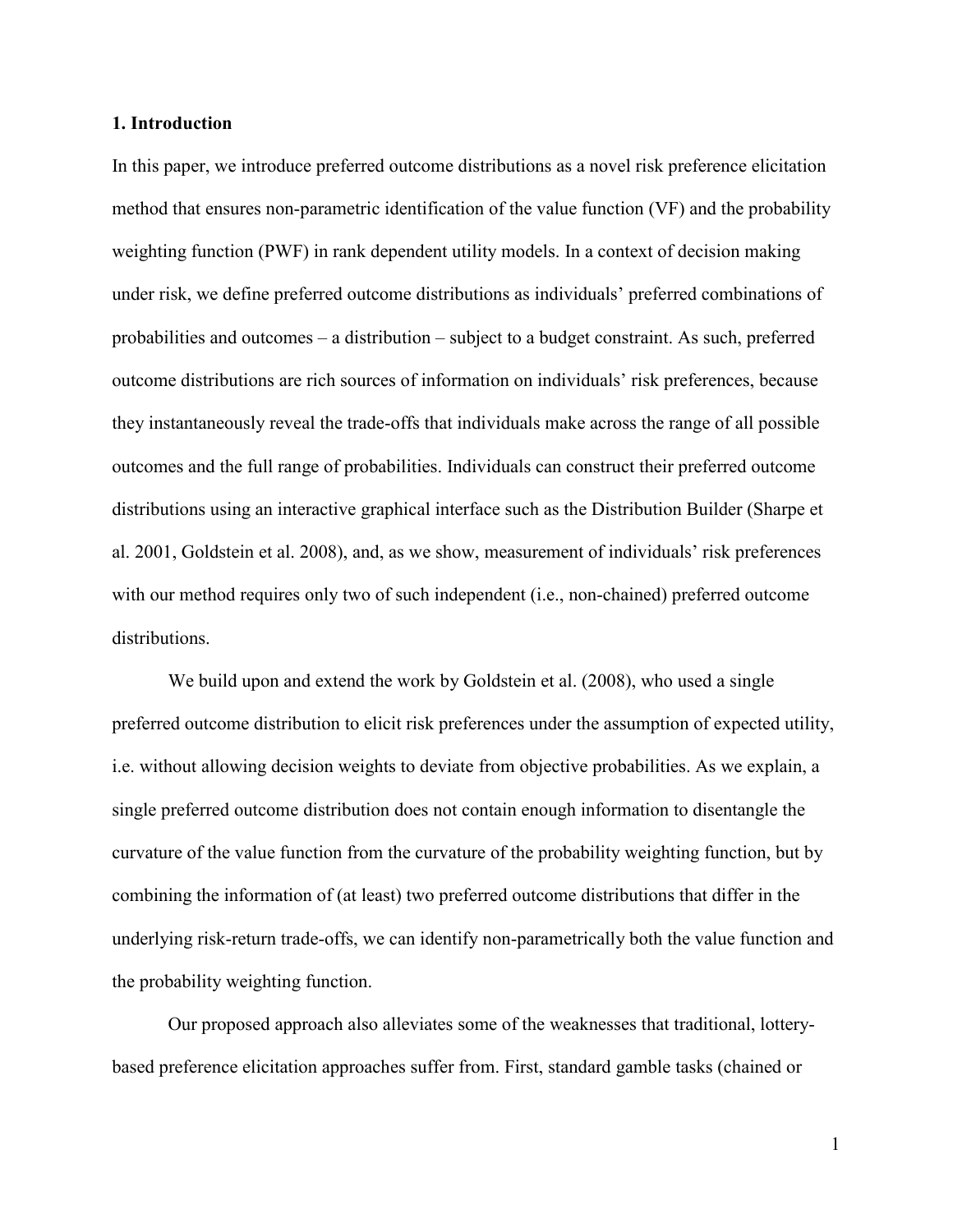## 1. Introduction

In this paper, we introduce preferred outcome distributions as a novel risk preference elicitation method that ensures non-parametric identification of the value function (VF) and the probability weighting function (PWF) in rank dependent utility models. In a context of decision making under risk, we define preferred outcome distributions as individuals' preferred combinations of probabilities and outcomes – a distribution – subject to a budget constraint. As such, preferred outcome distributions are rich sources of information on individuals' risk preferences, because they instantaneously reveal the trade-offs that individuals make across the range of all possible outcomes and the full range of probabilities. Individuals can construct their preferred outcome distributions using an interactive graphical interface such as the Distribution Builder (Sharpe et al. 2001, Goldstein et al. 2008), and, as we show, measurement of individuals' risk preferences with our method requires only two of such independent (i.e., non-chained) preferred outcome distributions.

We build upon and extend the work by Goldstein et al. (2008), who used a single preferred outcome distribution to elicit risk preferences under the assumption of expected utility, i.e. without allowing decision weights to deviate from objective probabilities. As we explain, a single preferred outcome distribution does not contain enough information to disentangle the curvature of the value function from the curvature of the probability weighting function, but by combining the information of (at least) two preferred outcome distributions that differ in the underlying risk-return trade-offs, we can identify non-parametrically both the value function and the probability weighting function.

Our proposed approach also alleviates some of the weaknesses that traditional, lottery-based preference elicitation approaches suffer from. First, standard gamble tasks (chained or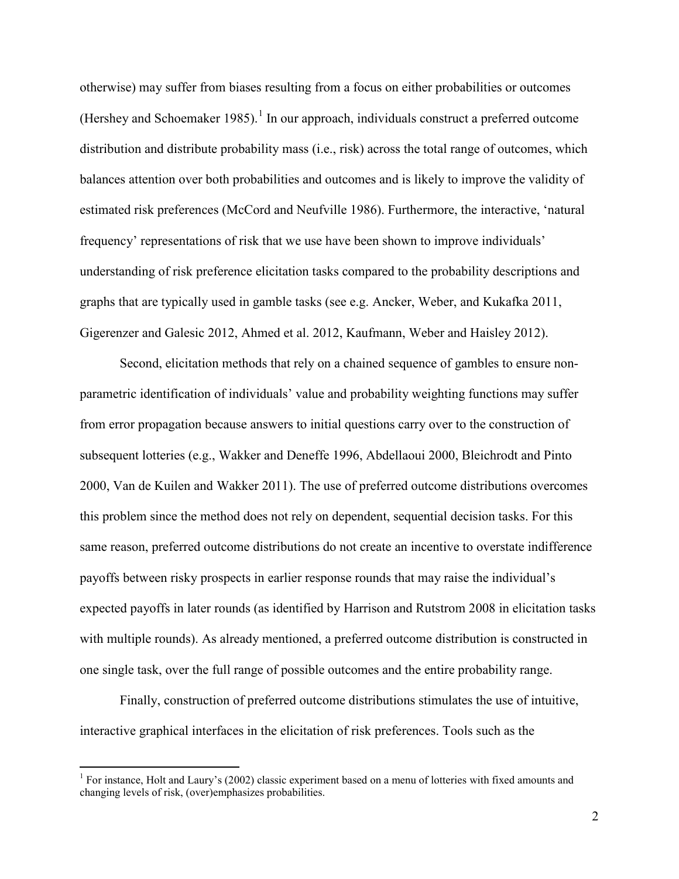otherwise) may suffer from biases resulting from a focus on either probabilities or outcomes (Hershey and Schoemaker 1985).[1] In our approach, individuals construct a preferred outcome distribution and distribute probability mass (i.e., risk) across the total range of outcomes, which balances attention over both probabilities and outcomes and is likely to improve the validity of estimated risk preferences (McCord and Neufville 1986). Furthermore, the interactive, 'natural frequency' representations of risk that we use have been shown to improve individuals' understanding of risk preference elicitation tasks compared to the probability descriptions and graphs that are typically used in gamble tasks (see e.g. Ancker, Weber, and Kukafka 2011, Gigerenzer and Galesic 2012, Ahmed et al. 2012, Kaufmann, Weber and Haisley 2012).

Second, elicitation methods that rely on a chained sequence of gambles to ensure non-parametric identification of individuals' value and probability weighting functions may suffer from error propagation because answers to initial questions carry over to the construction of subsequent lotteries (e.g., Wakker and Deneffe 1996, Abdellaoui 2000, Bleichrodt and Pinto 2000, Van de Kuilen and Wakker 2011). The use of preferred outcome distributions overcomes this problem since the method does not rely on dependent, sequential decision tasks. For this same reason, preferred outcome distributions do not create an incentive to overstate indifference payoffs between risky prospects in earlier response rounds that may raise the individual's expected payoffs in later rounds (as identified by Harrison and Rutstrom 2008 in elicitation tasks with multiple rounds). As already mentioned, a preferred outcome distribution is constructed in one single task, over the full range of possible outcomes and the entire probability range.

Finally, construction of preferred outcome distributions stimulates the use of intuitive, interactive graphical interfaces in the elicitation of risk preferences. Tools such as the

[1] For instance, Holt and Laury's (2002) classic experiment based on a menu of lotteries with fixed amounts and changing levels of risk, (over)emphasizes probabilities.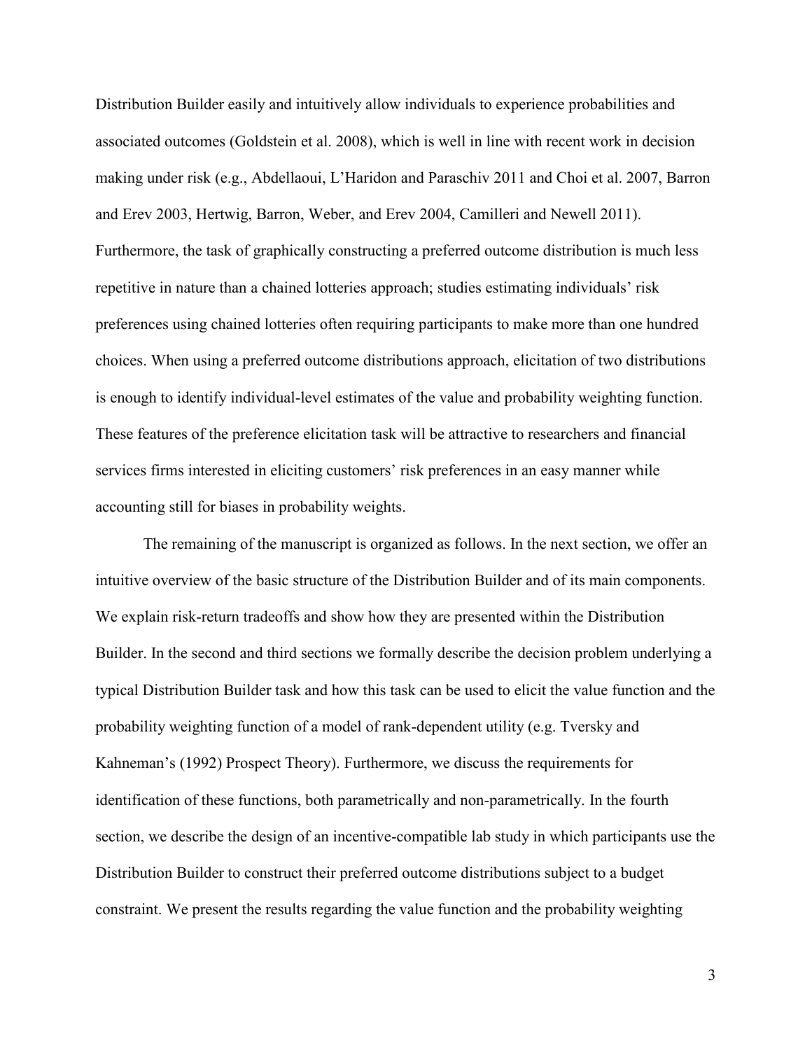Distribution Builder easily and intuitively allow individuals to experience probabilities and associated outcomes (Goldstein et al. 2008), which is well in line with recent work in decision making under risk (e.g., Abdellaoui, L'Haridon and Paraschiv 2011 and Choi et al. 2007, Barron and Erev 2003, Hertwig, Barron, Weber, and Erev 2004, Camilleri and Newell 2011). Furthermore, the task of graphically constructing a preferred outcome distribution is much less repetitive in nature than a chained lotteries approach; studies estimating individuals' risk preferences using chained lotteries often requiring participants to make more than one hundred choices. When using a preferred outcome distributions approach, elicitation of two distributions is enough to identify individual-level estimates of the value and probability weighting function. These features of the preference elicitation task will be attractive to researchers and financial services firms interested in eliciting customers' risk preferences in an easy manner while accounting still for biases in probability weights.

The remaining of the manuscript is organized as follows. In the next section, we offer an intuitive overview of the basic structure of the Distribution Builder and of its main components. We explain risk-return tradeoffs and show how they are presented within the Distribution Builder. In the second and third sections we formally describe the decision problem underlying a typical Distribution Builder task and how this task can be used to elicit the value function and the probability weighting function of a model of rank-dependent utility (e.g. Tversky and Kahneman's (1992) Prospect Theory). Furthermore, we discuss the requirements for identification of these functions, both parametrically and non-parametrically. In the fourth section, we describe the design of an incentive-compatible lab study in which participants use the Distribution Builder to construct their preferred outcome distributions subject to a budget constraint. We present the results regarding the value function and the probability weighting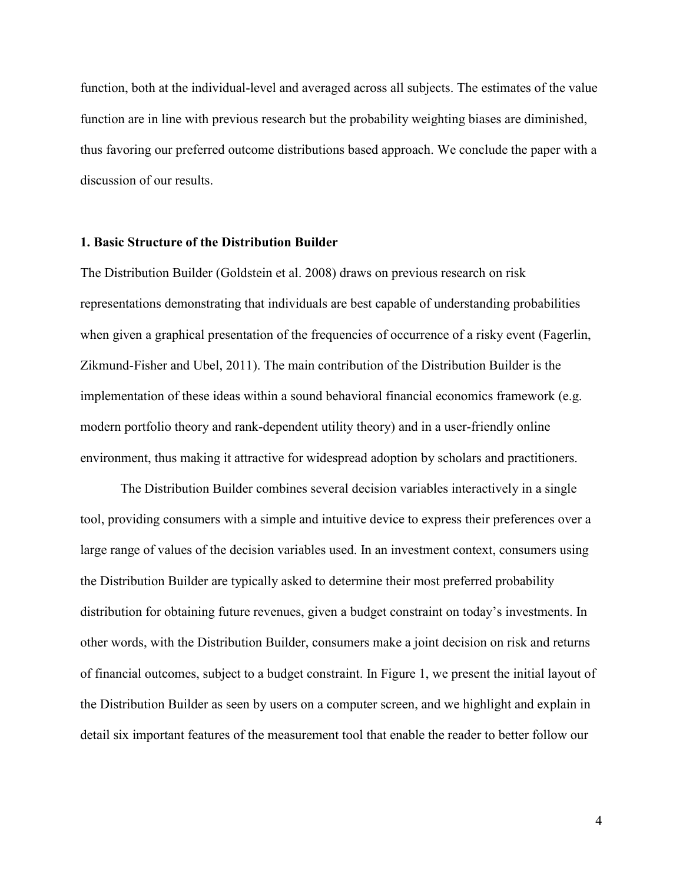function, both at the individual-level and averaged across all subjects. The estimates of the value function are in line with previous research but the probability weighting biases are diminished, thus favoring our preferred outcome distributions based approach. We conclude the paper with a discussion of our results.

## 1. Basic Structure of the Distribution Builder

The Distribution Builder (Goldstein et al. 2008) draws on previous research on risk representations demonstrating that individuals are best capable of understanding probabilities when given a graphical presentation of the frequencies of occurrence of a risky event (Fagerlin, Zikmund-Fisher and Ubel, 2011). The main contribution of the Distribution Builder is the implementation of these ideas within a sound behavioral financial economics framework (e.g. modern portfolio theory and rank-dependent utility theory) and in a user-friendly online environment, thus making it attractive for widespread adoption by scholars and practitioners.

The Distribution Builder combines several decision variables interactively in a single tool, providing consumers with a simple and intuitive device to express their preferences over a large range of values of the decision variables used. In an investment context, consumers using the Distribution Builder are typically asked to determine their most preferred probability distribution for obtaining future revenues, given a budget constraint on today's investments. In other words, with the Distribution Builder, consumers make a joint decision on risk and returns of financial outcomes, subject to a budget constraint. In Figure 1, we present the initial layout of the Distribution Builder as seen by users on a computer screen, and we highlight and explain in detail six important features of the measurement tool that enable the reader to better follow our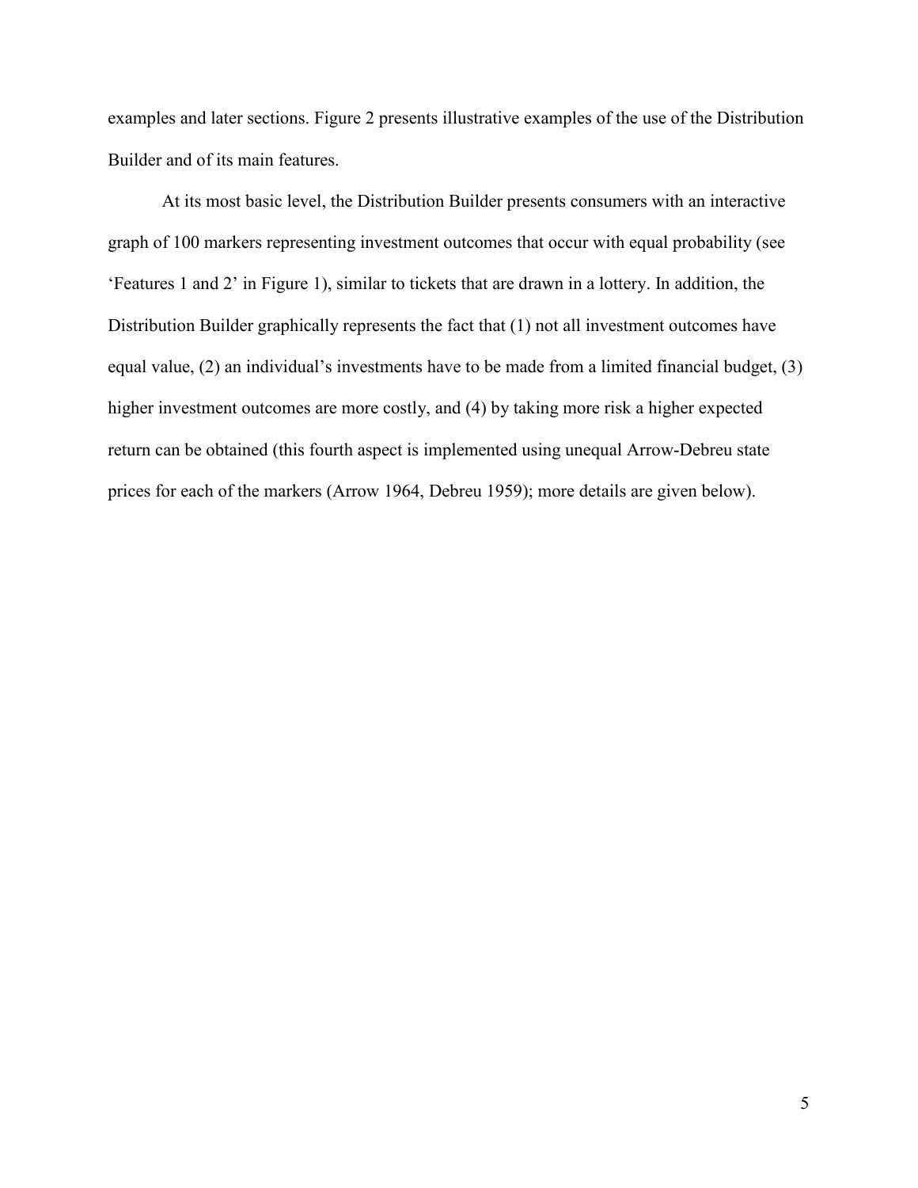examples and later sections. Figure 2 presents illustrative examples of the use of the Distribution Builder and of its main features.

At its most basic level, the Distribution Builder presents consumers with an interactive graph of 100 markers representing investment outcomes that occur with equal probability (see 'Features 1 and 2' in Figure 1), similar to tickets that are drawn in a lottery. In addition, the Distribution Builder graphically represents the fact that (1) not all investment outcomes have equal value, (2) an individual's investments have to be made from a limited financial budget, (3) higher investment outcomes are more costly, and (4) by taking more risk a higher expected return can be obtained (this fourth aspect is implemented using unequal Arrow-Debreu state prices for each of the markers (Arrow 1964, Debreu 1959); more details are given below).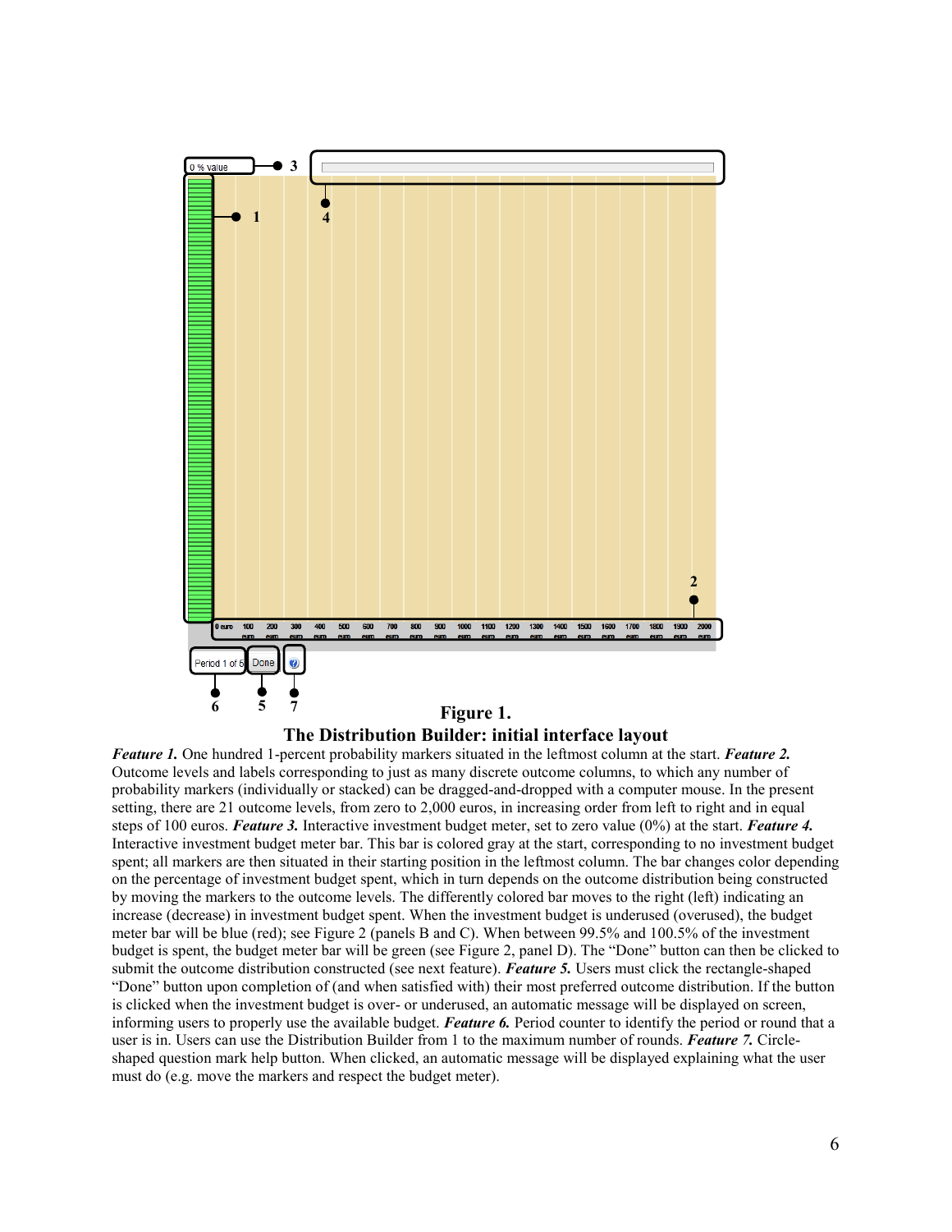0 % value

0 euro 100 euro 200 euro 300 euro 400 euro 500 euro 600 euro 700 euro 800 euro 900 euro 1000 euro 1100 euro 1200 euro 1300 euro 1400 euro 1500 euro 1600 euro 1700 euro 1800 euro 1900 euro 2000 euro

Period 1 of 5 Done ?

1 2 3 4 5 6 7

**Figure 1.**
**The Distribution Builder: initial interface layout**

***Feature 1.*** One hundred 1-percent probability markers situated in the leftmost column at the start. ***Feature 2.*** Outcome levels and labels corresponding to just as many discrete outcome columns, to which any number of probability markers (individually or stacked) can be dragged-and-dropped with a computer mouse. In the present setting, there are 21 outcome levels, from zero to 2,000 euros, in increasing order from left to right and in equal steps of 100 euros. ***Feature 3.*** Interactive investment budget meter, set to zero value (0%) at the start. ***Feature 4.*** Interactive investment budget meter bar. This bar is colored gray at the start, corresponding to no investment budget spent; all markers are then situated in their starting position in the leftmost column. The bar changes color depending on the percentage of investment budget spent, which in turn depends on the outcome distribution being constructed by moving the markers to the outcome levels. The differently colored bar moves to the right (left) indicating an increase (decrease) in investment budget spent. When the investment budget is underused (overused), the budget meter bar will be blue (red); see Figure 2 (panels B and C). When between 99.5% and 100.5% of the investment budget is spent, the budget meter bar will be green (see Figure 2, panel D). The "Done" button can then be clicked to submit the outcome distribution constructed (see next feature). ***Feature 5.*** Users must click the rectangle-shaped "Done" button upon completion of (and when satisfied with) their most preferred outcome distribution. If the button is clicked when the investment budget is over- or underused, an automatic message will be displayed on screen, informing users to properly use the available budget. ***Feature 6.*** Period counter to identify the period or round that a user is in. Users can use the Distribution Builder from 1 to the maximum number of rounds. ***Feature 7.*** Circle-shaped question mark help button. When clicked, an automatic message will be displayed explaining what the user must do (e.g. move the markers and respect the budget meter).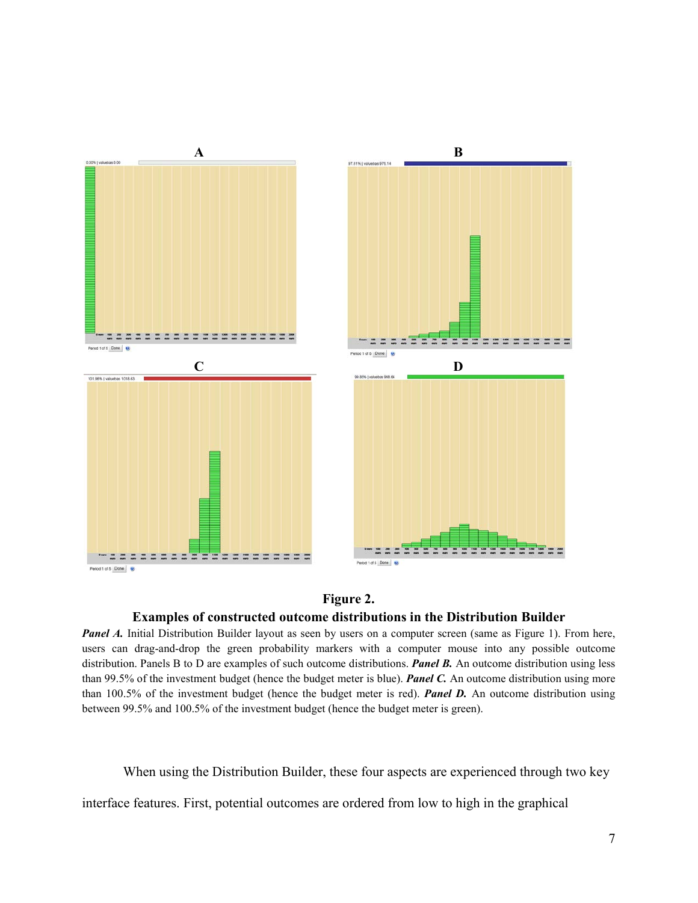A

0.00% | valuebas 0.00

Period 1 of 5 Done

B

97.51% | valuebas 975.14

Period 1 of 5 Done

C

101.86% | valuebas 1018.63

Period 1 of 5 Done

D

99.86% | valuebas 998.64

Period 1 of 5 Done

**Figure 2.**

**Examples of constructed outcome distributions in the Distribution Builder**

***Panel A.*** Initial Distribution Builder layout as seen by users on a computer screen (same as Figure 1). From here, users can drag-and-drop the green probability markers with a computer mouse into any possible outcome distribution. Panels B to D are examples of such outcome distributions. ***Panel B.*** An outcome distribution using less than 99.5% of the investment budget (hence the budget meter is blue). ***Panel C.*** An outcome distribution using more than 100.5% of the investment budget (hence the budget meter is red). ***Panel D.*** An outcome distribution using between 99.5% and 100.5% of the investment budget (hence the budget meter is green).

When using the Distribution Builder, these four aspects are experienced through two key interface features. First, potential outcomes are ordered from low to high in the graphical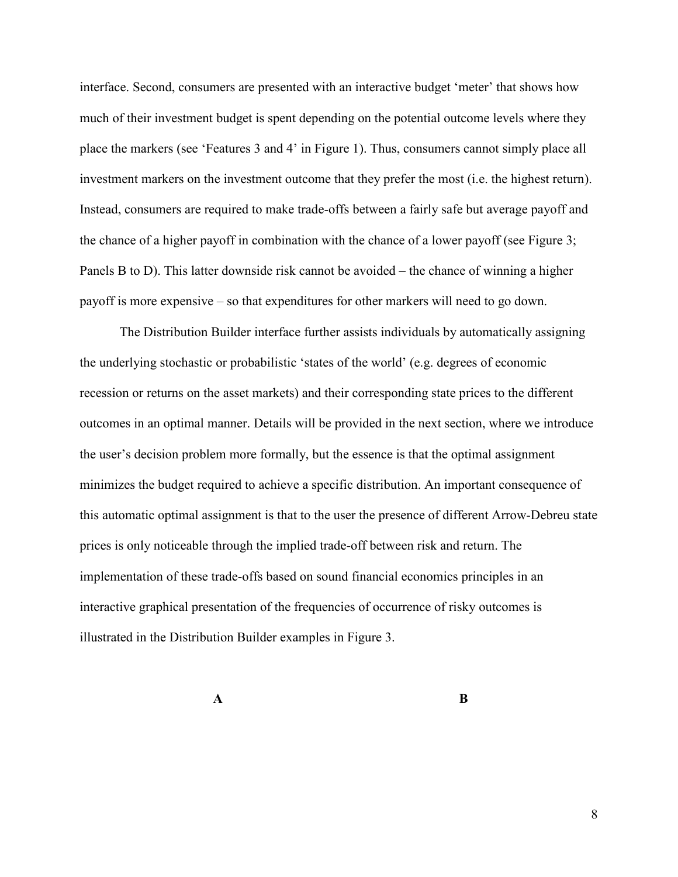interface. Second, consumers are presented with an interactive budget 'meter' that shows how much of their investment budget is spent depending on the potential outcome levels where they place the markers (see 'Features 3 and 4' in Figure 1). Thus, consumers cannot simply place all investment markers on the investment outcome that they prefer the most (i.e. the highest return). Instead, consumers are required to make trade-offs between a fairly safe but average payoff and the chance of a higher payoff in combination with the chance of a lower payoff (see Figure 3; Panels B to D). This latter downside risk cannot be avoided – the chance of winning a higher payoff is more expensive – so that expenditures for other markers will need to go down.

The Distribution Builder interface further assists individuals by automatically assigning the underlying stochastic or probabilistic 'states of the world' (e.g. degrees of economic recession or returns on the asset markets) and their corresponding state prices to the different outcomes in an optimal manner. Details will be provided in the next section, where we introduce the user's decision problem more formally, but the essence is that the optimal assignment minimizes the budget required to achieve a specific distribution. An important consequence of this automatic optimal assignment is that to the user the presence of different Arrow-Debreu state prices is only noticeable through the implied trade-off between risk and return. The implementation of these trade-offs based on sound financial economics principles in an interactive graphical presentation of the frequencies of occurrence of risky outcomes is illustrated in the Distribution Builder examples in Figure 3.

**A**

**B**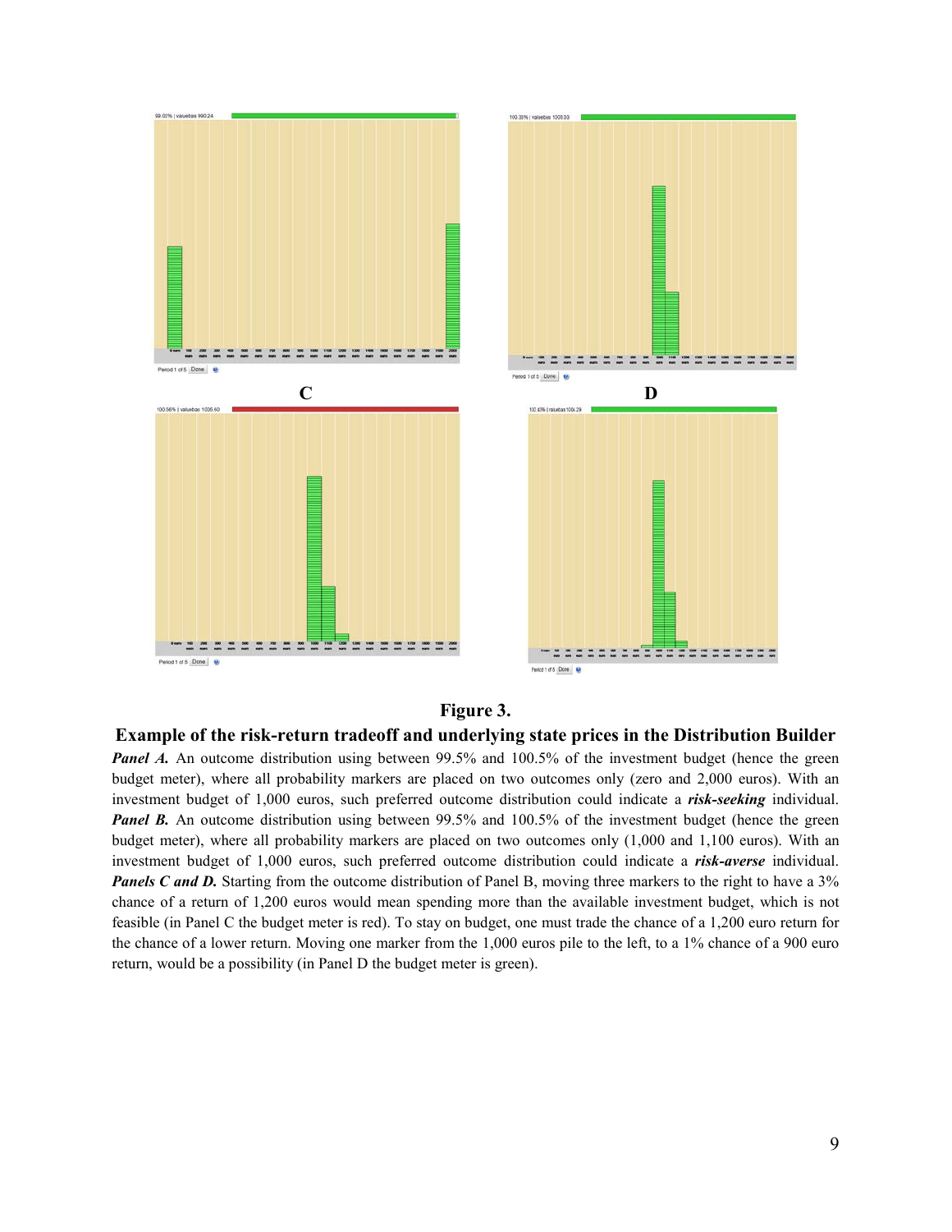99.02% | valuebas 990.24

Period 1 of 5 Done

100.33% | valuebas 1003.33

Period 1 of 5 Done

C

D

100.56% | valuebas 1005.60

Period 1 of 5 Done

100.43% | valuebas 1004.29

Period 1 of 5 Done

**Figure 3.**

**Example of the risk-return tradeoff and underlying state prices in the Distribution Builder**

***Panel A.*** An outcome distribution using between 99.5% and 100.5% of the investment budget (hence the green budget meter), where all probability markers are placed on two outcomes only (zero and 2,000 euros). With an investment budget of 1,000 euros, such preferred outcome distribution could indicate a ***risk-seeking*** individual. ***Panel B.*** An outcome distribution using between 99.5% and 100.5% of the investment budget (hence the green budget meter), where all probability markers are placed on two outcomes only (1,000 and 1,100 euros). With an investment budget of 1,000 euros, such preferred outcome distribution could indicate a ***risk-averse*** individual. ***Panels C and D.*** Starting from the outcome distribution of Panel B, moving three markers to the right to have a 3% chance of a return of 1,200 euros would mean spending more than the available investment budget, which is not feasible (in Panel C the budget meter is red). To stay on budget, one must trade the chance of a 1,200 euro return for the chance of a lower return. Moving one marker from the 1,000 euros pile to the left, to a 1% chance of a 900 euro return, would be a possibility (in Panel D the budget meter is green).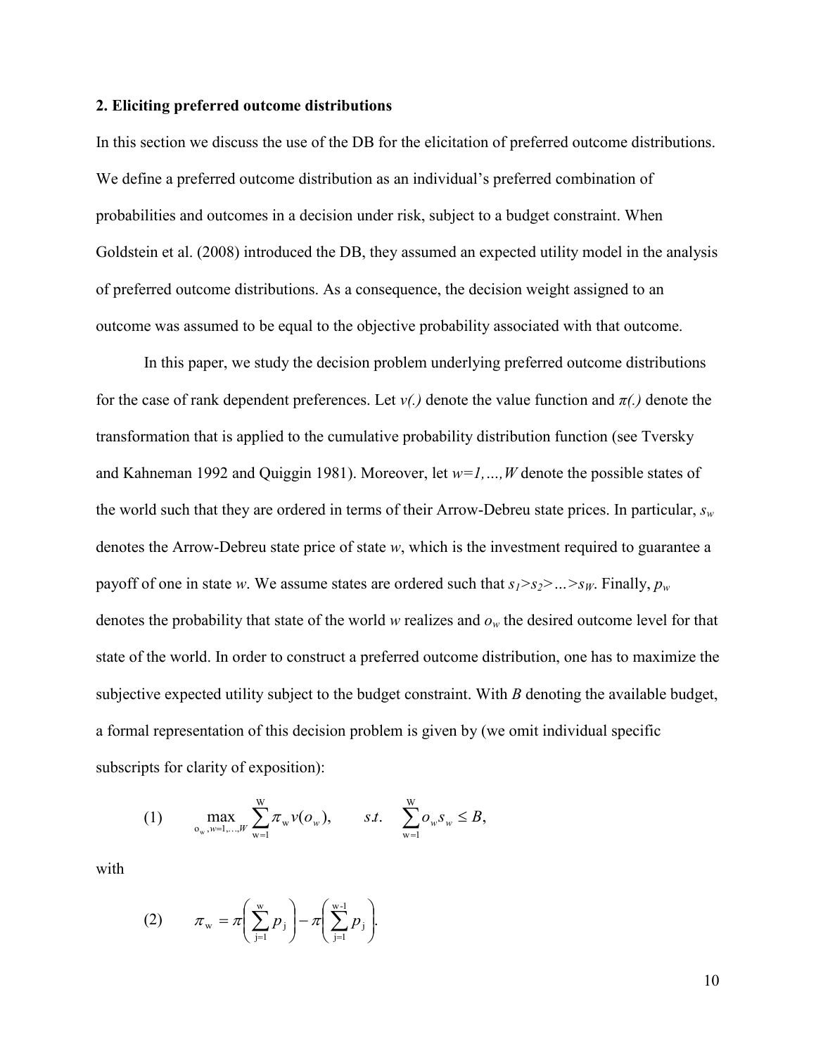## 2. Eliciting preferred outcome distributions

In this section we discuss the use of the DB for the elicitation of preferred outcome distributions. We define a preferred outcome distribution as an individual's preferred combination of probabilities and outcomes in a decision under risk, subject to a budget constraint. When Goldstein et al. (2008) introduced the DB, they assumed an expected utility model in the analysis of preferred outcome distributions. As a consequence, the decision weight assigned to an outcome was assumed to be equal to the objective probability associated with that outcome.

In this paper, we study the decision problem underlying preferred outcome distributions for the case of rank dependent preferences. Let $v(.)$ denote the value function and $\pi(.)$ denote the transformation that is applied to the cumulative probability distribution function (see Tversky and Kahneman 1992 and Quiggin 1981). Moreover, let $w=1,\ldots,W$ denote the possible states of the world such that they are ordered in terms of their Arrow-Debreu state prices. In particular, $s_w$ denotes the Arrow-Debreu state price of state $w$, which is the investment required to guarantee a payoff of one in state $w$. We assume states are ordered such that $s_1>s_2>\ldots>s_W$. Finally, $p_w$ denotes the probability that state of the world $w$ realizes and $o_w$ the desired outcome level for that state of the world. In order to construct a preferred outcome distribution, one has to maximize the subjective expected utility subject to the budget constraint. With $B$ denoting the available budget, a formal representation of this decision problem is given by (we omit individual specific subscripts for clarity of exposition):

$$(1) \qquad \max_{o_w, w=1,\ldots,W} \sum_{w=1}^{W} \pi_w v(o_w), \qquad s.t. \quad \sum_{w=1}^{W} o_w s_w \leq B,$$

with

$$(2) \qquad \pi_w = \pi\left(\sum_{j=1}^{w} p_j\right) - \pi\left(\sum_{j=1}^{w-1} p_j\right).$$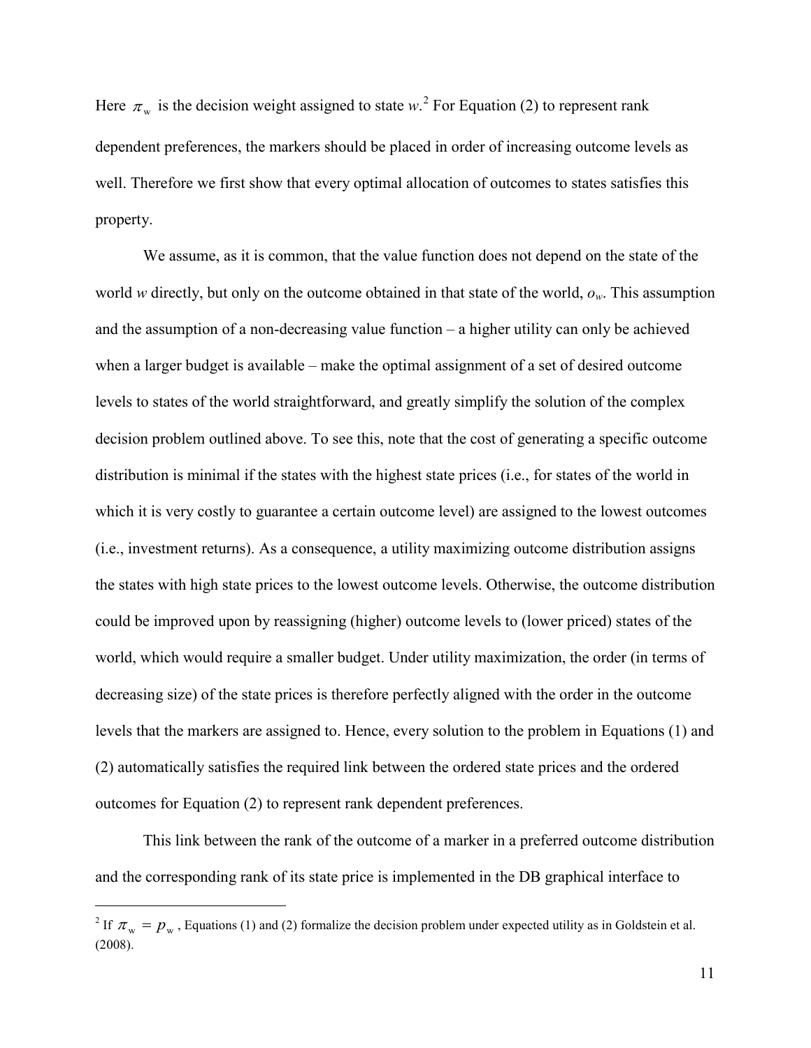Here $\pi_w$ is the decision weight assigned to state $w$.[2] For Equation (2) to represent rank dependent preferences, the markers should be placed in order of increasing outcome levels as well. Therefore we first show that every optimal allocation of outcomes to states satisfies this property.

We assume, as it is common, that the value function does not depend on the state of the world $w$ directly, but only on the outcome obtained in that state of the world, $o_w$. This assumption and the assumption of a non-decreasing value function – a higher utility can only be achieved when a larger budget is available – make the optimal assignment of a set of desired outcome levels to states of the world straightforward, and greatly simplify the solution of the complex decision problem outlined above. To see this, note that the cost of generating a specific outcome distribution is minimal if the states with the highest state prices (i.e., for states of the world in which it is very costly to guarantee a certain outcome level) are assigned to the lowest outcomes (i.e., investment returns). As a consequence, a utility maximizing outcome distribution assigns the states with high state prices to the lowest outcome levels. Otherwise, the outcome distribution could be improved upon by reassigning (higher) outcome levels to (lower priced) states of the world, which would require a smaller budget. Under utility maximization, the order (in terms of decreasing size) of the state prices is therefore perfectly aligned with the order in the outcome levels that the markers are assigned to. Hence, every solution to the problem in Equations (1) and (2) automatically satisfies the required link between the ordered state prices and the ordered outcomes for Equation (2) to represent rank dependent preferences.

This link between the rank of the outcome of a marker in a preferred outcome distribution and the corresponding rank of its state price is implemented in the DB graphical interface to

[2] If $\pi_w = p_w$, Equations (1) and (2) formalize the decision problem under expected utility as in Goldstein et al. (2008).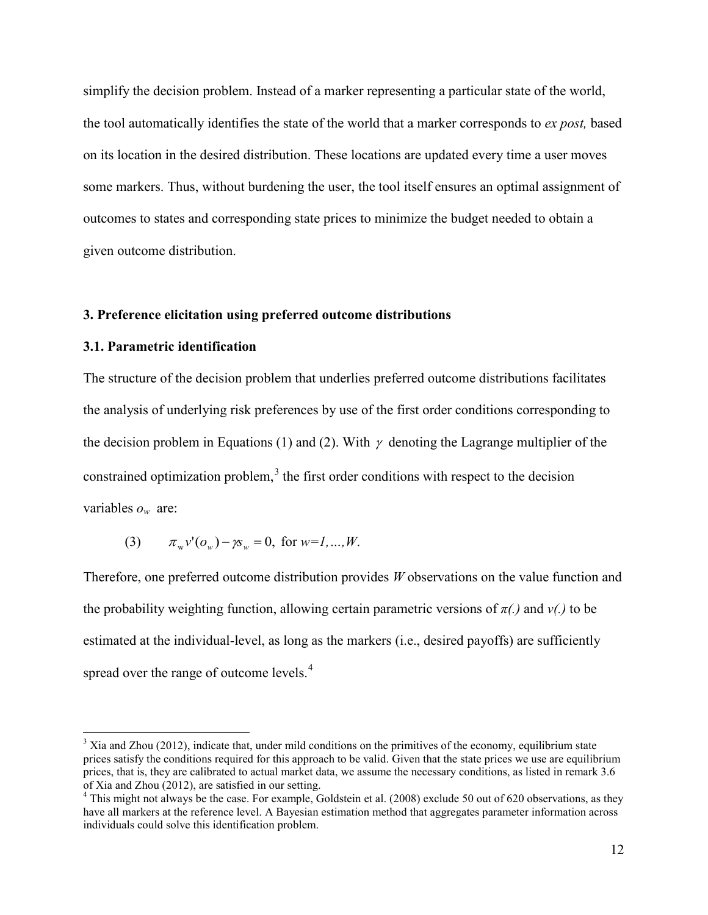simplify the decision problem. Instead of a marker representing a particular state of the world, the tool automatically identifies the state of the world that a marker corresponds to *ex post,* based on its location in the desired distribution. These locations are updated every time a user moves some markers. Thus, without burdening the user, the tool itself ensures an optimal assignment of outcomes to states and corresponding state prices to minimize the budget needed to obtain a given outcome distribution.

## 3. Preference elicitation using preferred outcome distributions

### 3.1. Parametric identification

The structure of the decision problem that underlies preferred outcome distributions facilitates the analysis of underlying risk preferences by use of the first order conditions corresponding to the decision problem in Equations (1) and (2). With $\gamma$ denoting the Lagrange multiplier of the constrained optimization problem,[3] the first order conditions with respect to the decision variables $o_w$ are:

$$\text{(3)} \qquad \pi_w v'(o_w) - \gamma s_w = 0, \text{ for } w=1,\dots,W.$$

Therefore, one preferred outcome distribution provides *W* observations on the value function and the probability weighting function, allowing certain parametric versions of $\pi(.)$ and $v(.)$ to be estimated at the individual-level, as long as the markers (i.e., desired payoffs) are sufficiently spread over the range of outcome levels.[4]

[3] Xia and Zhou (2012), indicate that, under mild conditions on the primitives of the economy, equilibrium state prices satisfy the conditions required for this approach to be valid. Given that the state prices we use are equilibrium prices, that is, they are calibrated to actual market data, we assume the necessary conditions, as listed in remark 3.6 of Xia and Zhou (2012), are satisfied in our setting.

[4] This might not always be the case. For example, Goldstein et al. (2008) exclude 50 out of 620 observations, as they have all markers at the reference level. A Bayesian estimation method that aggregates parameter information across individuals could solve this identification problem.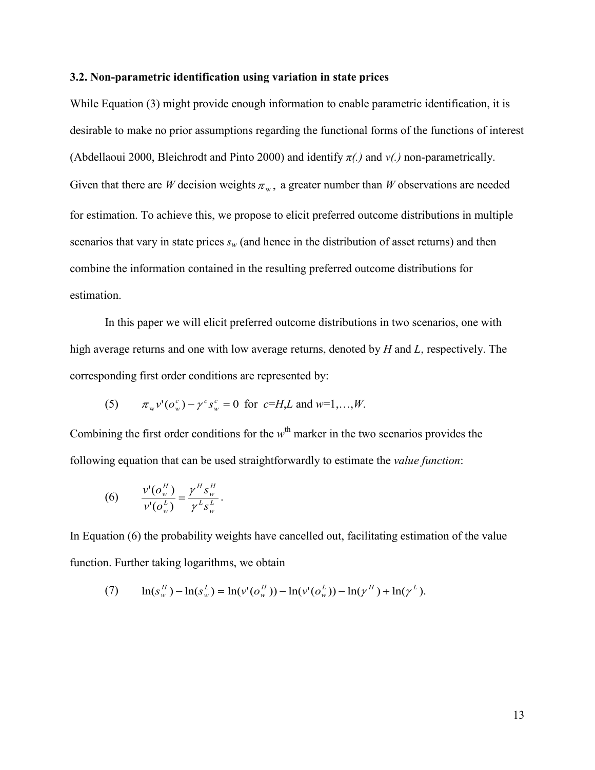### 3.2. Non-parametric identification using variation in state prices

While Equation (3) might provide enough information to enable parametric identification, it is desirable to make no prior assumptions regarding the functional forms of the functions of interest (Abdellaoui 2000, Bleichrodt and Pinto 2000) and identify *π(.)* and *v(.)* non-parametrically. Given that there are *W* decision weights $\pi_w$, a greater number than *W* observations are needed for estimation. To achieve this, we propose to elicit preferred outcome distributions in multiple scenarios that vary in state prices $s_w$ (and hence in the distribution of asset returns) and then combine the information contained in the resulting preferred outcome distributions for estimation.

In this paper we will elicit preferred outcome distributions in two scenarios, one with high average returns and one with low average returns, denoted by *H* and *L*, respectively. The corresponding first order conditions are represented by:

$$\text{(5)} \qquad \pi_w v'(o_w^c) - \gamma^c s_w^c = 0 \;\text{ for }\; c{=}H{,}L \text{ and } w{=}1{,}\ldots{,}W.$$

Combining the first order conditions for the $w^{th}$ marker in the two scenarios provides the following equation that can be used straightforwardly to estimate the *value function*:

$$\text{(6)} \qquad \frac{v'(o_w^H)}{v'(o_w^L)} = \frac{\gamma^H s_w^H}{\gamma^L s_w^L}.$$

In Equation (6) the probability weights have cancelled out, facilitating estimation of the value function. Further taking logarithms, we obtain

$$\text{(7)} \qquad \ln(s_w^H) - \ln(s_w^L) = \ln(v'(o_w^H)) - \ln(v'(o_w^L)) - \ln(\gamma^H) + \ln(\gamma^L).$$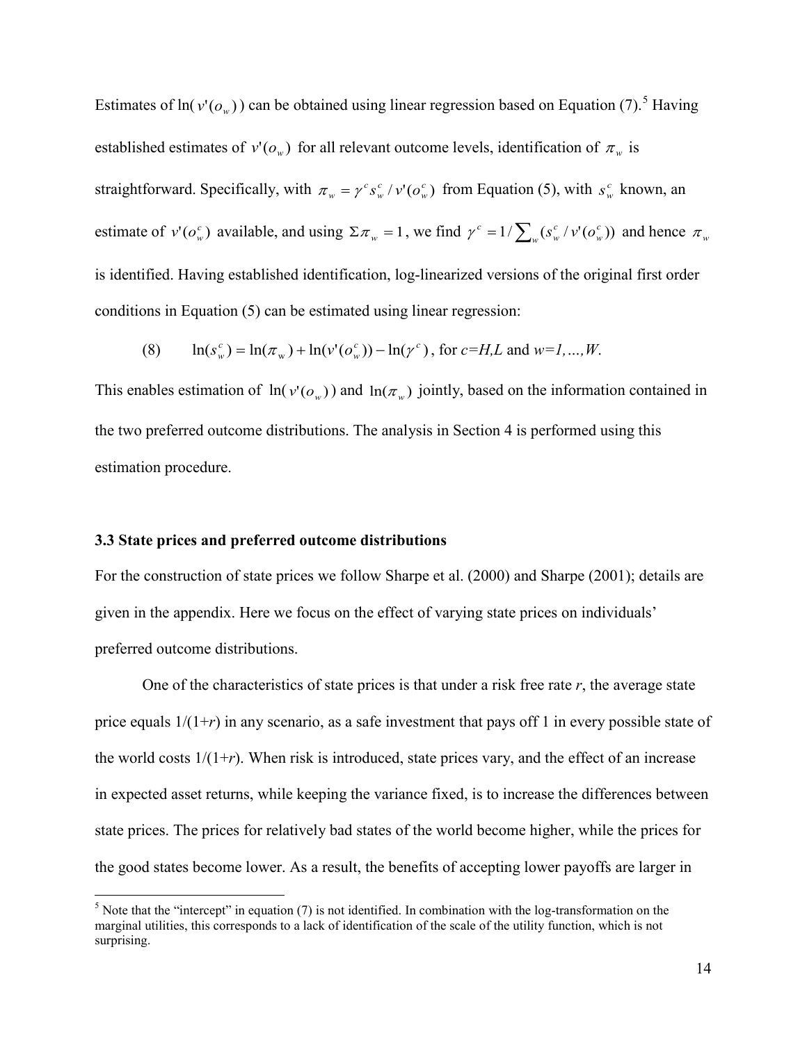Estimates of $\ln(v'(o_w))$ can be obtained using linear regression based on Equation (7).[5] Having established estimates of $v'(o_w)$ for all relevant outcome levels, identification of $\pi_w$ is straightforward. Specifically, with $\pi_w = \gamma^c s_w^c / v'(o_w^c)$ from Equation (5), with $s_w^c$ known, an estimate of $v'(o_w^c)$ available, and using $\Sigma \pi_w = 1$, we find $\gamma^c = 1/\sum_w (s_w^c / v'(o_w^c))$ and hence $\pi_w$ is identified. Having established identification, log-linearized versions of the original first order conditions in Equation (5) can be estimated using linear regression:

$$\text{(8)} \qquad \ln(s_w^c) = \ln(\pi_w) + \ln(v'(o_w^c)) - \ln(\gamma^c)\text{, for } c=H,L \text{ and } w=1,\ldots,W.$$

This enables estimation of $\ln(v'(o_w))$ and $\ln(\pi_w)$ jointly, based on the information contained in the two preferred outcome distributions. The analysis in Section 4 is performed using this estimation procedure.

### 3.3 State prices and preferred outcome distributions

For the construction of state prices we follow Sharpe et al. (2000) and Sharpe (2001); details are given in the appendix. Here we focus on the effect of varying state prices on individuals' preferred outcome distributions.

One of the characteristics of state prices is that under a risk free rate *r*, the average state price equals $1/(1+r)$ in any scenario, as a safe investment that pays off 1 in every possible state of the world costs $1/(1+r)$. When risk is introduced, state prices vary, and the effect of an increase in expected asset returns, while keeping the variance fixed, is to increase the differences between state prices. The prices for relatively bad states of the world become higher, while the prices for the good states become lower. As a result, the benefits of accepting lower payoffs are larger in

[5] Note that the "intercept" in equation (7) is not identified. In combination with the log-transformation on the marginal utilities, this corresponds to a lack of identification of the scale of the utility function, which is not surprising.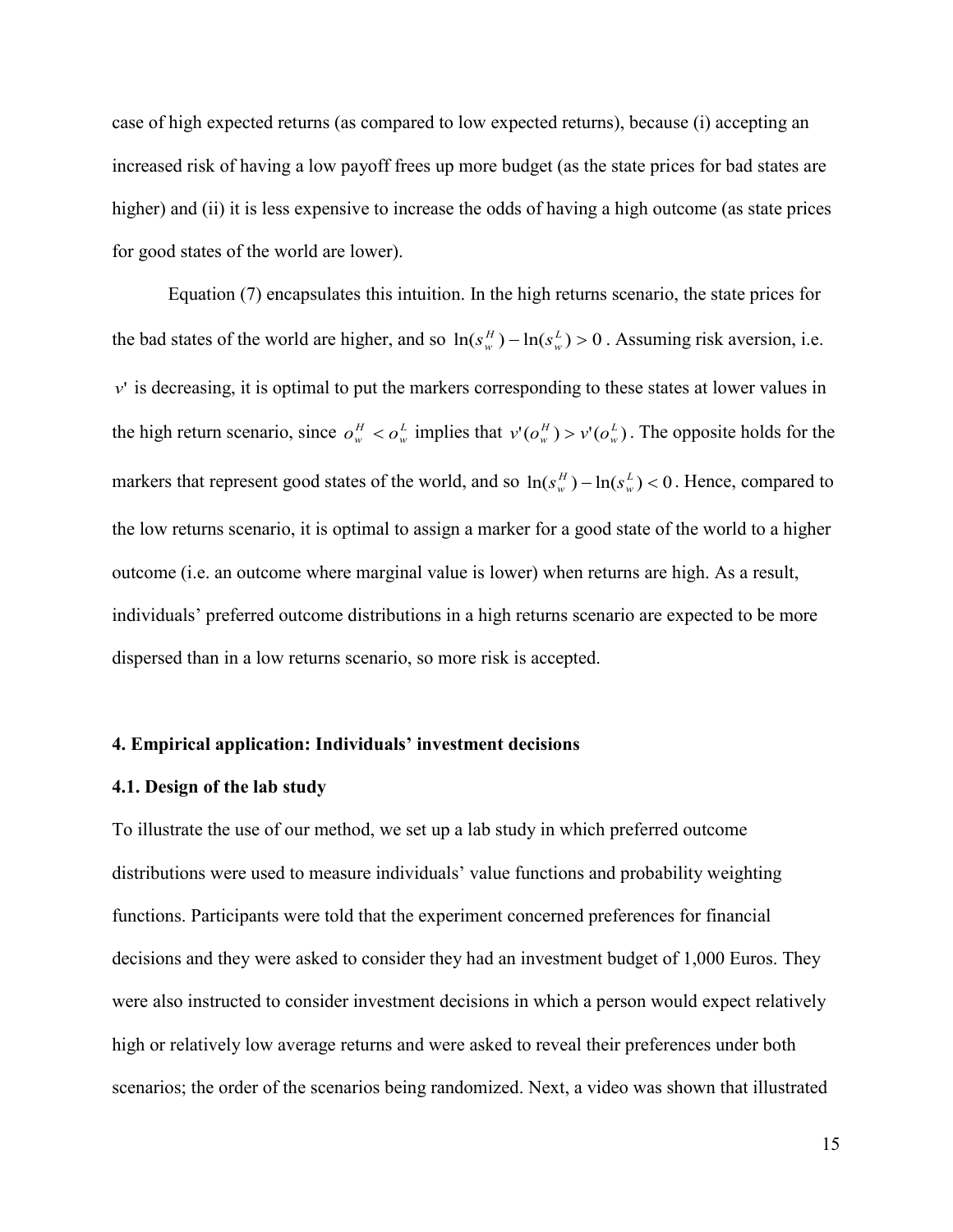case of high expected returns (as compared to low expected returns), because (i) accepting an increased risk of having a low payoff frees up more budget (as the state prices for bad states are higher) and (ii) it is less expensive to increase the odds of having a high outcome (as state prices for good states of the world are lower).

Equation (7) encapsulates this intuition. In the high returns scenario, the state prices for the bad states of the world are higher, and so $\ln(s_w^H) - \ln(s_w^L) > 0$. Assuming risk aversion, i.e. $v'$ is decreasing, it is optimal to put the markers corresponding to these states at lower values in the high return scenario, since $o_w^H < o_w^L$ implies that $v'(o_w^H) > v'(o_w^L)$. The opposite holds for the markers that represent good states of the world, and so $\ln(s_w^H) - \ln(s_w^L) < 0$. Hence, compared to the low returns scenario, it is optimal to assign a marker for a good state of the world to a higher outcome (i.e. an outcome where marginal value is lower) when returns are high. As a result, individuals' preferred outcome distributions in a high returns scenario are expected to be more dispersed than in a low returns scenario, so more risk is accepted.

## 4. Empirical application: Individuals' investment decisions

### 4.1. Design of the lab study

To illustrate the use of our method, we set up a lab study in which preferred outcome distributions were used to measure individuals' value functions and probability weighting functions. Participants were told that the experiment concerned preferences for financial decisions and they were asked to consider they had an investment budget of 1,000 Euros. They were also instructed to consider investment decisions in which a person would expect relatively high or relatively low average returns and were asked to reveal their preferences under both scenarios; the order of the scenarios being randomized. Next, a video was shown that illustrated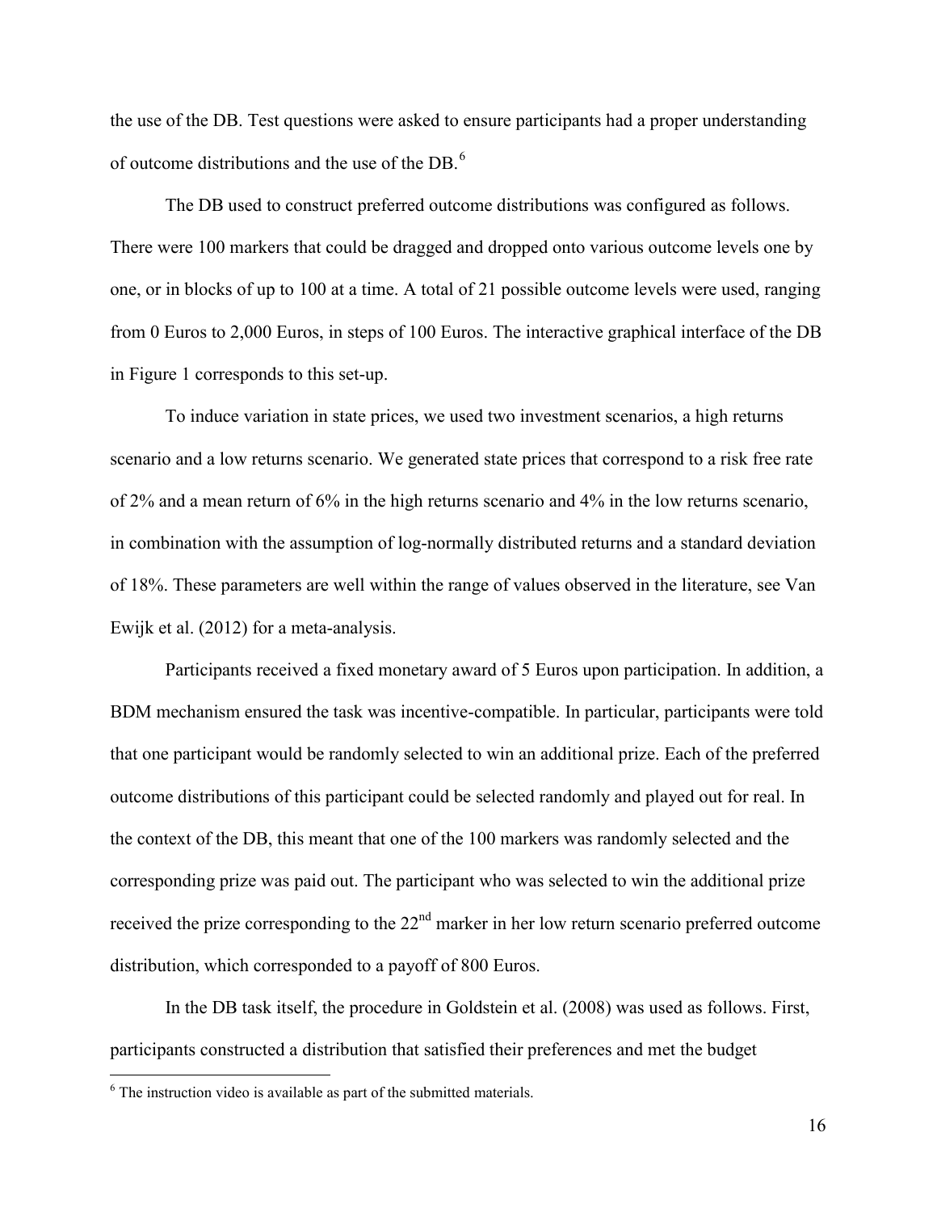the use of the DB. Test questions were asked to ensure participants had a proper understanding of outcome distributions and the use of the DB.[6]

The DB used to construct preferred outcome distributions was configured as follows. There were 100 markers that could be dragged and dropped onto various outcome levels one by one, or in blocks of up to 100 at a time. A total of 21 possible outcome levels were used, ranging from 0 Euros to 2,000 Euros, in steps of 100 Euros. The interactive graphical interface of the DB in Figure 1 corresponds to this set-up.

To induce variation in state prices, we used two investment scenarios, a high returns scenario and a low returns scenario. We generated state prices that correspond to a risk free rate of 2% and a mean return of 6% in the high returns scenario and 4% in the low returns scenario, in combination with the assumption of log-normally distributed returns and a standard deviation of 18%. These parameters are well within the range of values observed in the literature, see Van Ewijk et al. (2012) for a meta-analysis.

Participants received a fixed monetary award of 5 Euros upon participation. In addition, a BDM mechanism ensured the task was incentive-compatible. In particular, participants were told that one participant would be randomly selected to win an additional prize. Each of the preferred outcome distributions of this participant could be selected randomly and played out for real. In the context of the DB, this meant that one of the 100 markers was randomly selected and the corresponding prize was paid out. The participant who was selected to win the additional prize received the prize corresponding to the 22nd marker in her low return scenario preferred outcome distribution, which corresponded to a payoff of 800 Euros.

In the DB task itself, the procedure in Goldstein et al. (2008) was used as follows. First, participants constructed a distribution that satisfied their preferences and met the budget

[6] The instruction video is available as part of the submitted materials.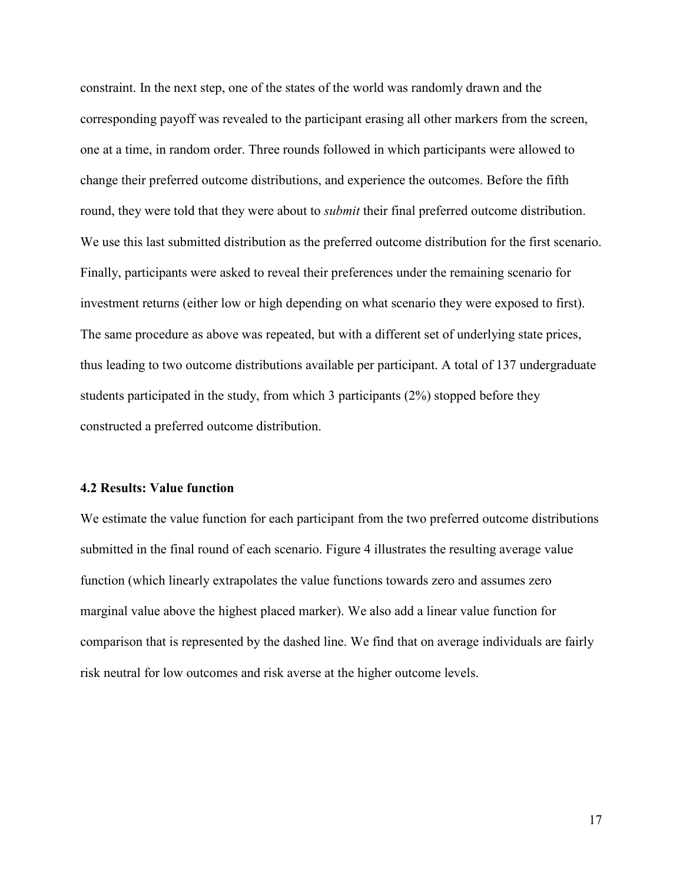constraint. In the next step, one of the states of the world was randomly drawn and the corresponding payoff was revealed to the participant erasing all other markers from the screen, one at a time, in random order. Three rounds followed in which participants were allowed to change their preferred outcome distributions, and experience the outcomes. Before the fifth round, they were told that they were about to *submit* their final preferred outcome distribution. We use this last submitted distribution as the preferred outcome distribution for the first scenario. Finally, participants were asked to reveal their preferences under the remaining scenario for investment returns (either low or high depending on what scenario they were exposed to first). The same procedure as above was repeated, but with a different set of underlying state prices, thus leading to two outcome distributions available per participant. A total of 137 undergraduate students participated in the study, from which 3 participants (2%) stopped before they constructed a preferred outcome distribution.

### 4.2 Results: Value function

We estimate the value function for each participant from the two preferred outcome distributions submitted in the final round of each scenario. Figure 4 illustrates the resulting average value function (which linearly extrapolates the value functions towards zero and assumes zero marginal value above the highest placed marker). We also add a linear value function for comparison that is represented by the dashed line. We find that on average individuals are fairly risk neutral for low outcomes and risk averse at the higher outcome levels.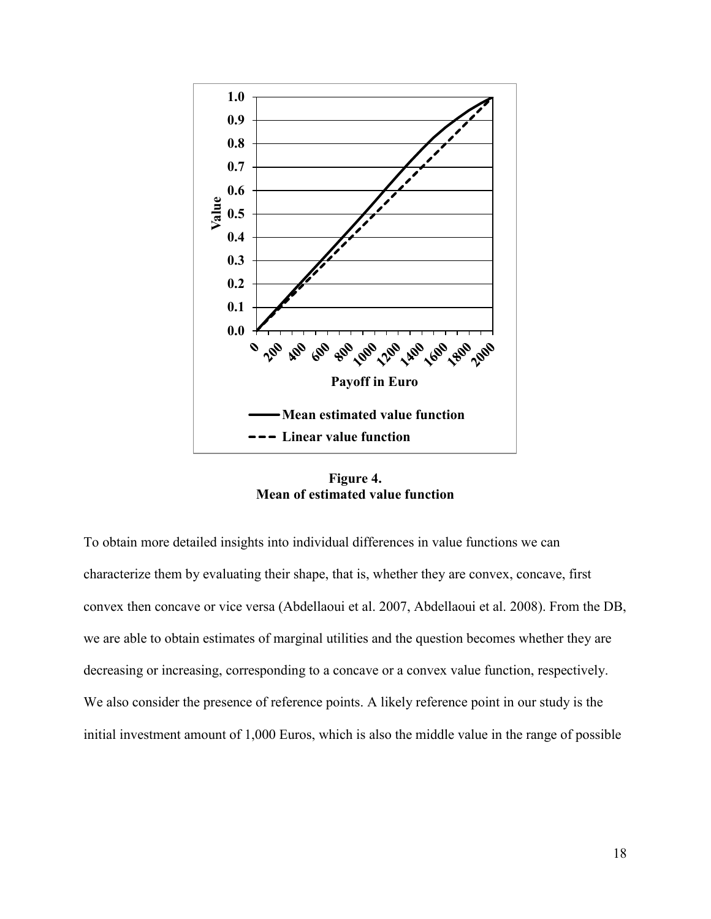1.0
0.9
0.8
0.7
0.6
0.5
0.4
0.3
0.2
0.1
0.0

Value

0
200
400
600
800
1000
1200
1400
1600
1800
2000

Payoff in Euro

Mean estimated value function

Linear value function

**Figure 4.**
**Mean of estimated value function**

To obtain more detailed insights into individual differences in value functions we can characterize them by evaluating their shape, that is, whether they are convex, concave, first convex then concave or vice versa (Abdellaoui et al. 2007, Abdellaoui et al. 2008). From the DB, we are able to obtain estimates of marginal utilities and the question becomes whether they are decreasing or increasing, corresponding to a concave or a convex value function, respectively. We also consider the presence of reference points. A likely reference point in our study is the initial investment amount of 1,000 Euros, which is also the middle value in the range of possible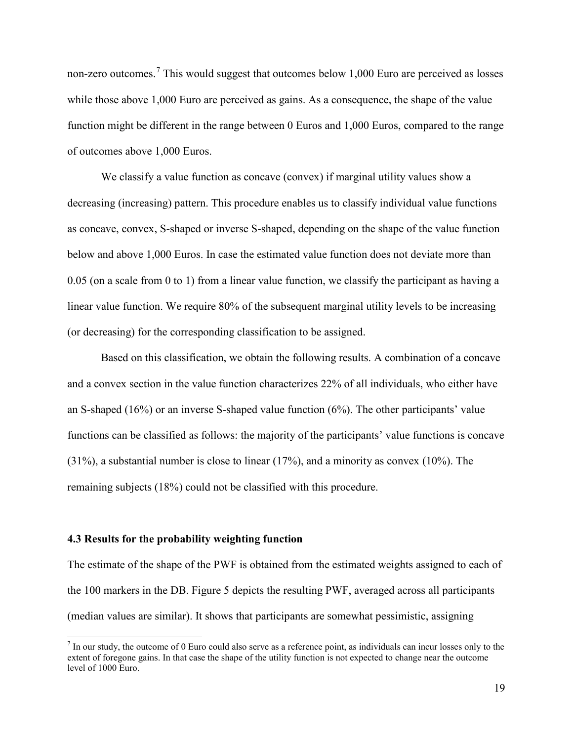non-zero outcomes.[7] This would suggest that outcomes below 1,000 Euro are perceived as losses while those above 1,000 Euro are perceived as gains. As a consequence, the shape of the value function might be different in the range between 0 Euros and 1,000 Euros, compared to the range of outcomes above 1,000 Euros.

We classify a value function as concave (convex) if marginal utility values show a decreasing (increasing) pattern. This procedure enables us to classify individual value functions as concave, convex, S-shaped or inverse S-shaped, depending on the shape of the value function below and above 1,000 Euros. In case the estimated value function does not deviate more than 0.05 (on a scale from 0 to 1) from a linear value function, we classify the participant as having a linear value function. We require 80% of the subsequent marginal utility levels to be increasing (or decreasing) for the corresponding classification to be assigned.

Based on this classification, we obtain the following results. A combination of a concave and a convex section in the value function characterizes 22% of all individuals, who either have an S-shaped (16%) or an inverse S-shaped value function (6%). The other participants' value functions can be classified as follows: the majority of the participants' value functions is concave (31%), a substantial number is close to linear (17%), and a minority as convex (10%). The remaining subjects (18%) could not be classified with this procedure.

### 4.3 Results for the probability weighting function

The estimate of the shape of the PWF is obtained from the estimated weights assigned to each of the 100 markers in the DB. Figure 5 depicts the resulting PWF, averaged across all participants (median values are similar). It shows that participants are somewhat pessimistic, assigning

[7] In our study, the outcome of 0 Euro could also serve as a reference point, as individuals can incur losses only to the extent of foregone gains. In that case the shape of the utility function is not expected to change near the outcome level of 1000 Euro.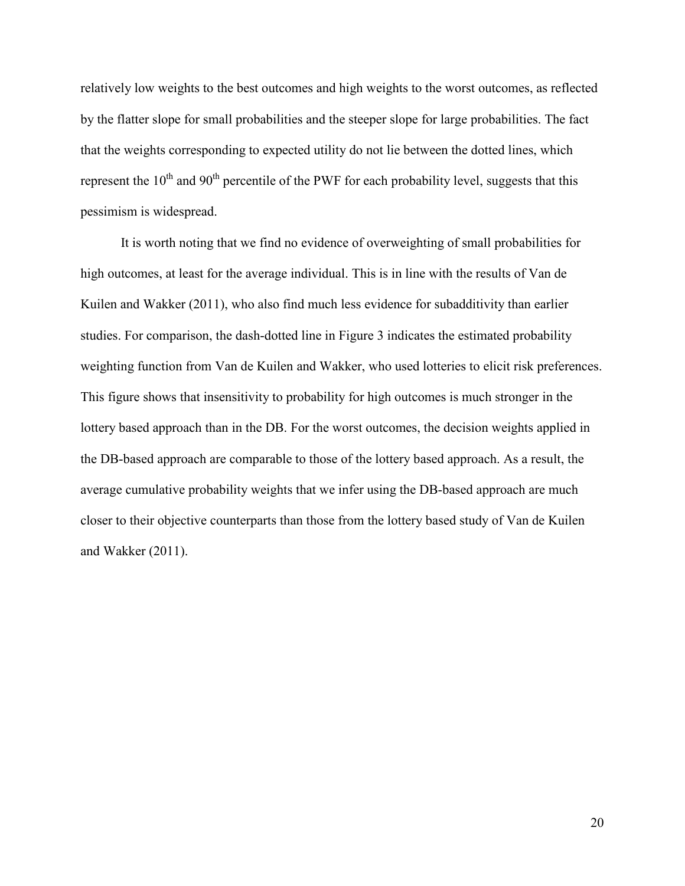relatively low weights to the best outcomes and high weights to the worst outcomes, as reflected by the flatter slope for small probabilities and the steeper slope for large probabilities. The fact that the weights corresponding to expected utility do not lie between the dotted lines, which represent the $10^{th}$ and $90^{th}$ percentile of the PWF for each probability level, suggests that this pessimism is widespread.

It is worth noting that we find no evidence of overweighting of small probabilities for high outcomes, at least for the average individual. This is in line with the results of Van de Kuilen and Wakker (2011), who also find much less evidence for subadditivity than earlier studies. For comparison, the dash-dotted line in Figure 3 indicates the estimated probability weighting function from Van de Kuilen and Wakker, who used lotteries to elicit risk preferences. This figure shows that insensitivity to probability for high outcomes is much stronger in the lottery based approach than in the DB. For the worst outcomes, the decision weights applied in the DB-based approach are comparable to those of the lottery based approach. As a result, the average cumulative probability weights that we infer using the DB-based approach are much closer to their objective counterparts than those from the lottery based study of Van de Kuilen and Wakker (2011).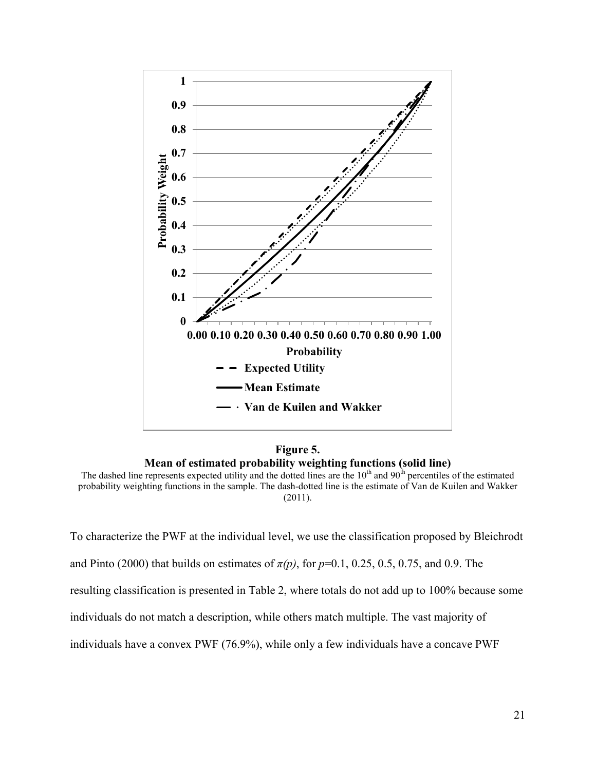**Figure 5.**
**Mean of estimated probability weighting functions (solid line)**
The dashed line represents expected utility and the dotted lines are the 10th and 90th percentiles of the estimated probability weighting functions in the sample. The dash-dotted line is the estimate of Van de Kuilen and Wakker (2011).

To characterize the PWF at the individual level, we use the classification proposed by Bleichrodt and Pinto (2000) that builds on estimates of $\pi(p)$, for $p$=0.1, 0.25, 0.5, 0.75, and 0.9. The resulting classification is presented in Table 2, where totals do not add up to 100% because some individuals do not match a description, while others match multiple. The vast majority of individuals have a convex PWF (76.9%), while only a few individuals have a concave PWF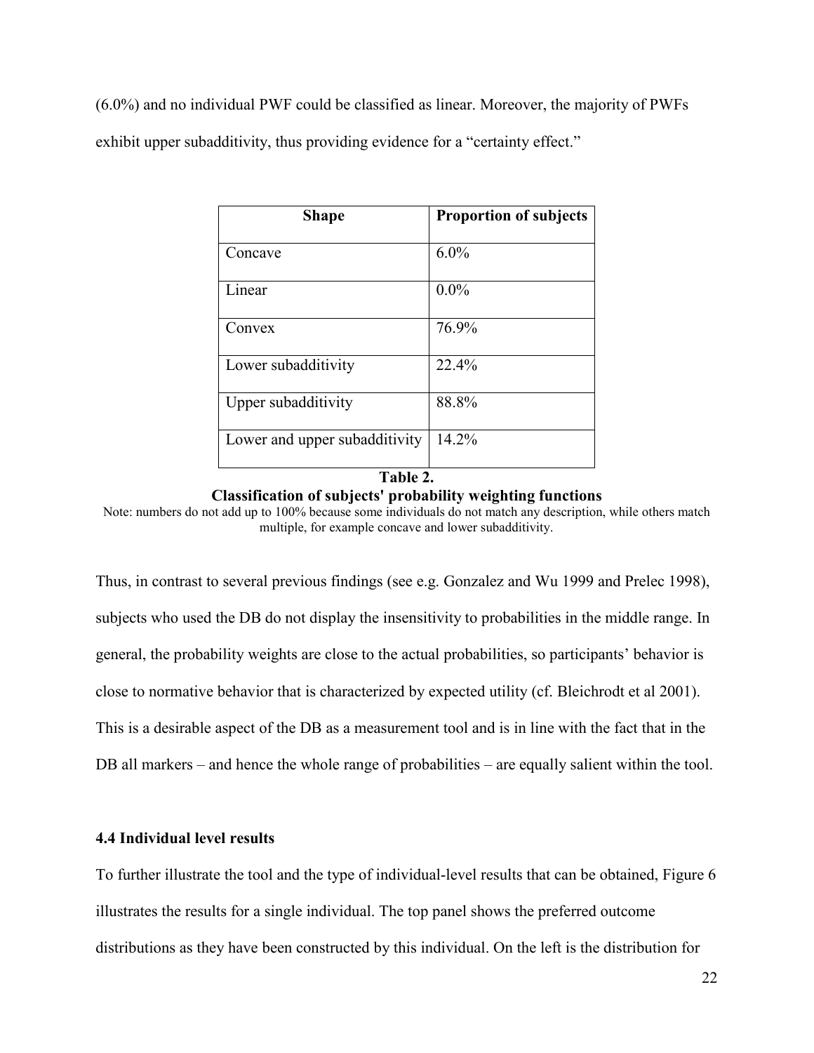(6.0%) and no individual PWF could be classified as linear. Moreover, the majority of PWFs exhibit upper subadditivity, thus providing evidence for a "certainty effect."

| Shape | Proportion of subjects |
|---|---|
| Concave | 6.0% |
| Linear | 0.0% |
| Convex | 76.9% |
| Lower subadditivity | 22.4% |
| Upper subadditivity | 88.8% |
| Lower and upper subadditivity | 14.2% |

**Table 2.**
**Classification of subjects' probability weighting functions**

Note: numbers do not add up to 100% because some individuals do not match any description, while others match multiple, for example concave and lower subadditivity.

Thus, in contrast to several previous findings (see e.g. Gonzalez and Wu 1999 and Prelec 1998), subjects who used the DB do not display the insensitivity to probabilities in the middle range. In general, the probability weights are close to the actual probabilities, so participants' behavior is close to normative behavior that is characterized by expected utility (cf. Bleichrodt et al 2001). This is a desirable aspect of the DB as a measurement tool and is in line with the fact that in the DB all markers – and hence the whole range of probabilities – are equally salient within the tool.

### 4.4 Individual level results

To further illustrate the tool and the type of individual-level results that can be obtained, Figure 6 illustrates the results for a single individual. The top panel shows the preferred outcome distributions as they have been constructed by this individual. On the left is the distribution for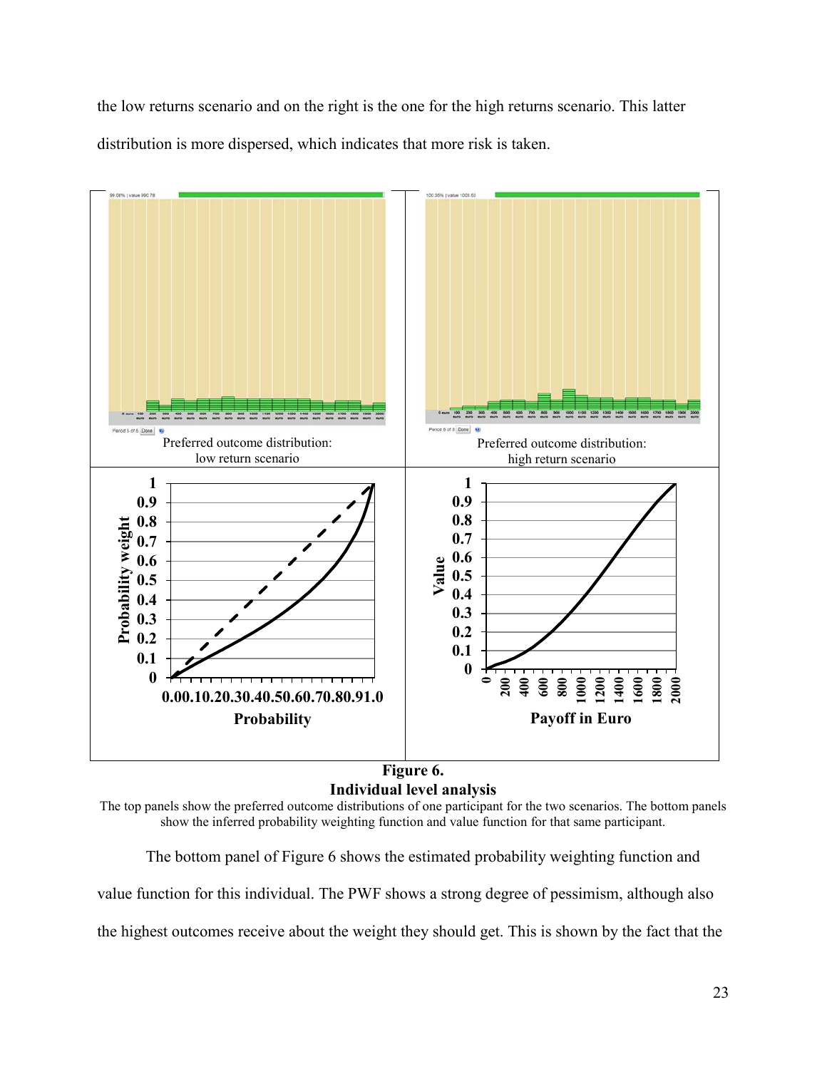the low returns scenario and on the right is the one for the high returns scenario. This latter distribution is more dispersed, which indicates that more risk is taken.

99.08% | value 990.78

Preferred outcome distribution:
low return scenario

100.35% | value 1003.53

Preferred outcome distribution:
high return scenario

Probability weight

1
0.9
0.8
0.7
0.6
0.5
0.4
0.3
0.2
0.1
0

0.00.10.20.30.40.50.60.70.80.91.0

Probability

Value

1
0.9
0.8
0.7
0.6
0.5
0.4
0.3
0.2
0.1
0

0 200 400 600 800 1000 1200 1400 1600 1800 2000

Payoff in Euro

**Figure 6.**
**Individual level analysis**

The top panels show the preferred outcome distributions of one participant for the two scenarios. The bottom panels show the inferred probability weighting function and value function for that same participant.

The bottom panel of Figure 6 shows the estimated probability weighting function and value function for this individual. The PWF shows a strong degree of pessimism, although also the highest outcomes receive about the weight they should get. This is shown by the fact that the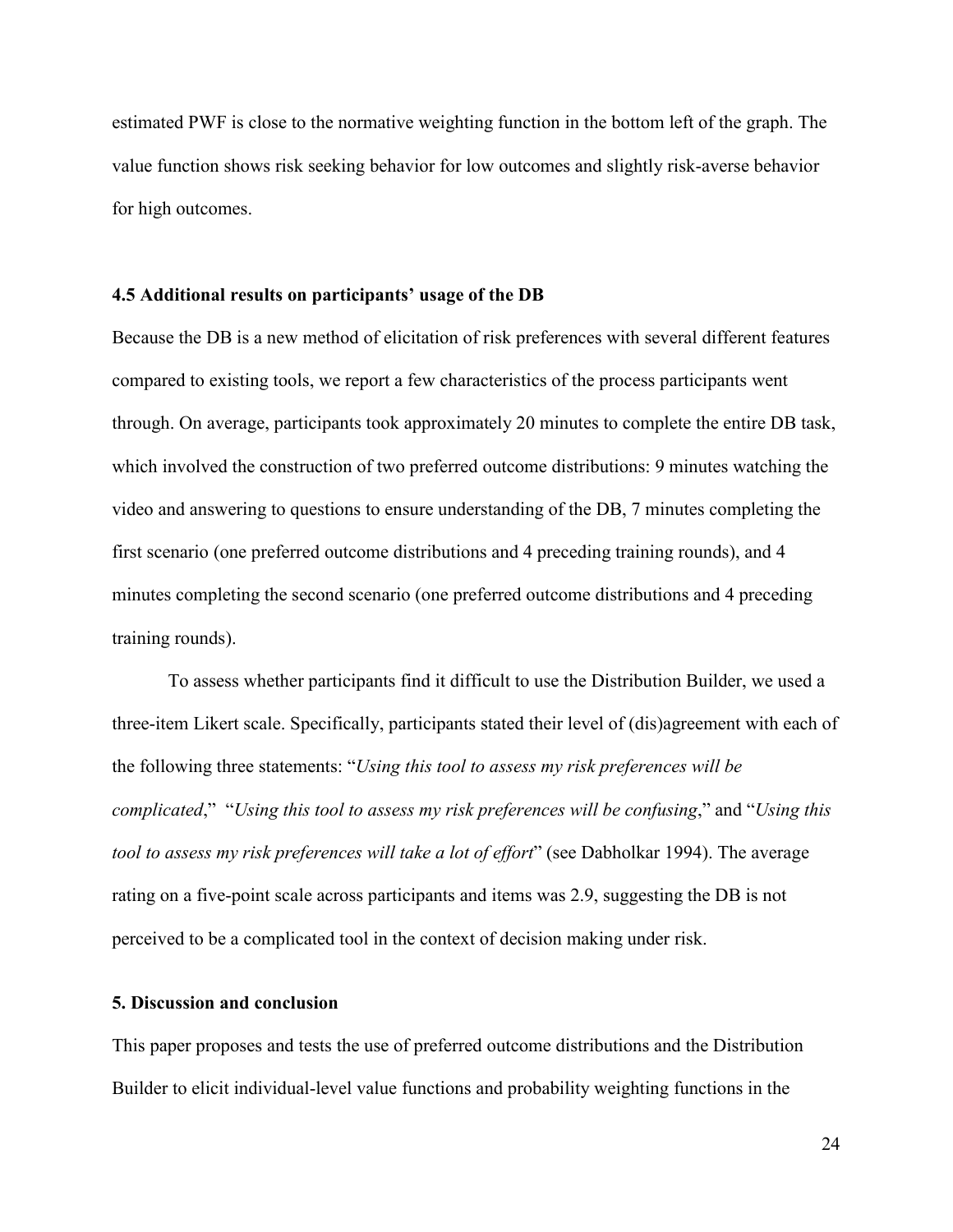estimated PWF is close to the normative weighting function in the bottom left of the graph. The value function shows risk seeking behavior for low outcomes and slightly risk-averse behavior for high outcomes.

### 4.5 Additional results on participants' usage of the DB

Because the DB is a new method of elicitation of risk preferences with several different features compared to existing tools, we report a few characteristics of the process participants went through. On average, participants took approximately 20 minutes to complete the entire DB task, which involved the construction of two preferred outcome distributions: 9 minutes watching the video and answering to questions to ensure understanding of the DB, 7 minutes completing the first scenario (one preferred outcome distributions and 4 preceding training rounds), and 4 minutes completing the second scenario (one preferred outcome distributions and 4 preceding training rounds).

To assess whether participants find it difficult to use the Distribution Builder, we used a three-item Likert scale. Specifically, participants stated their level of (dis)agreement with each of the following three statements: "*Using this tool to assess my risk preferences will be complicated*," "*Using this tool to assess my risk preferences will be confusing*," and "*Using this tool to assess my risk preferences will take a lot of effort*" (see Dabholkar 1994). The average rating on a five-point scale across participants and items was 2.9, suggesting the DB is not perceived to be a complicated tool in the context of decision making under risk.

## 5. Discussion and conclusion

This paper proposes and tests the use of preferred outcome distributions and the Distribution Builder to elicit individual-level value functions and probability weighting functions in the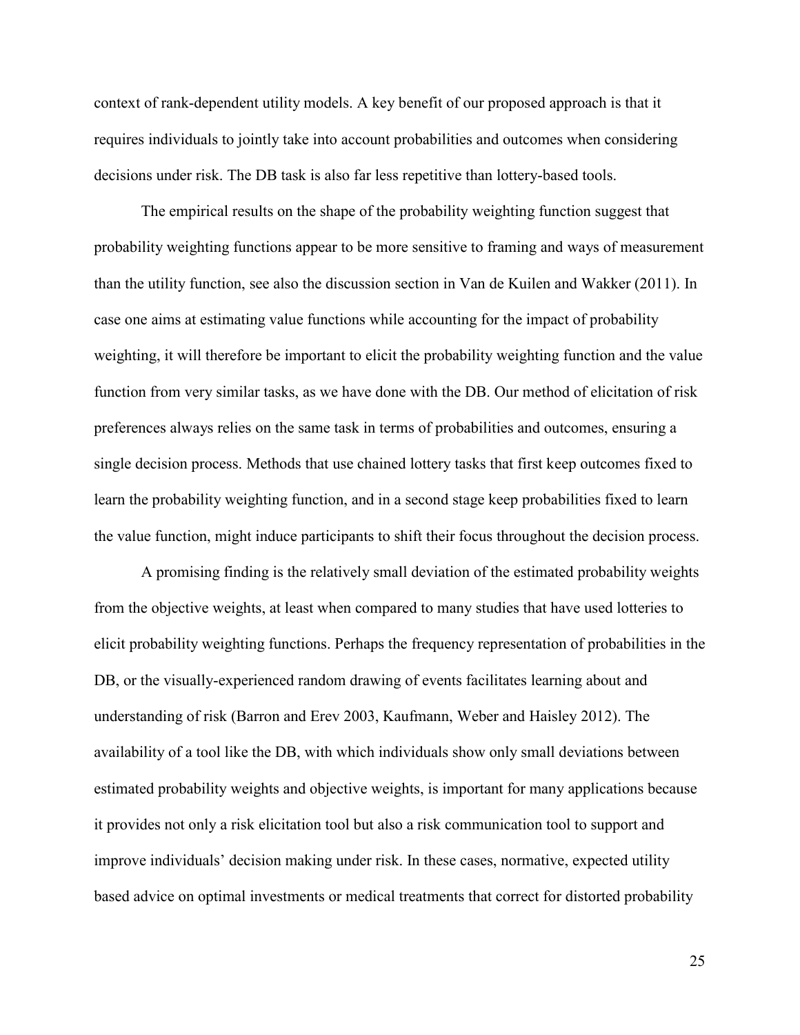context of rank-dependent utility models. A key benefit of our proposed approach is that it requires individuals to jointly take into account probabilities and outcomes when considering decisions under risk. The DB task is also far less repetitive than lottery-based tools.

The empirical results on the shape of the probability weighting function suggest that probability weighting functions appear to be more sensitive to framing and ways of measurement than the utility function, see also the discussion section in Van de Kuilen and Wakker (2011). In case one aims at estimating value functions while accounting for the impact of probability weighting, it will therefore be important to elicit the probability weighting function and the value function from very similar tasks, as we have done with the DB. Our method of elicitation of risk preferences always relies on the same task in terms of probabilities and outcomes, ensuring a single decision process. Methods that use chained lottery tasks that first keep outcomes fixed to learn the probability weighting function, and in a second stage keep probabilities fixed to learn the value function, might induce participants to shift their focus throughout the decision process.

A promising finding is the relatively small deviation of the estimated probability weights from the objective weights, at least when compared to many studies that have used lotteries to elicit probability weighting functions. Perhaps the frequency representation of probabilities in the DB, or the visually-experienced random drawing of events facilitates learning about and understanding of risk (Barron and Erev 2003, Kaufmann, Weber and Haisley 2012). The availability of a tool like the DB, with which individuals show only small deviations between estimated probability weights and objective weights, is important for many applications because it provides not only a risk elicitation tool but also a risk communication tool to support and improve individuals' decision making under risk. In these cases, normative, expected utility based advice on optimal investments or medical treatments that correct for distorted probability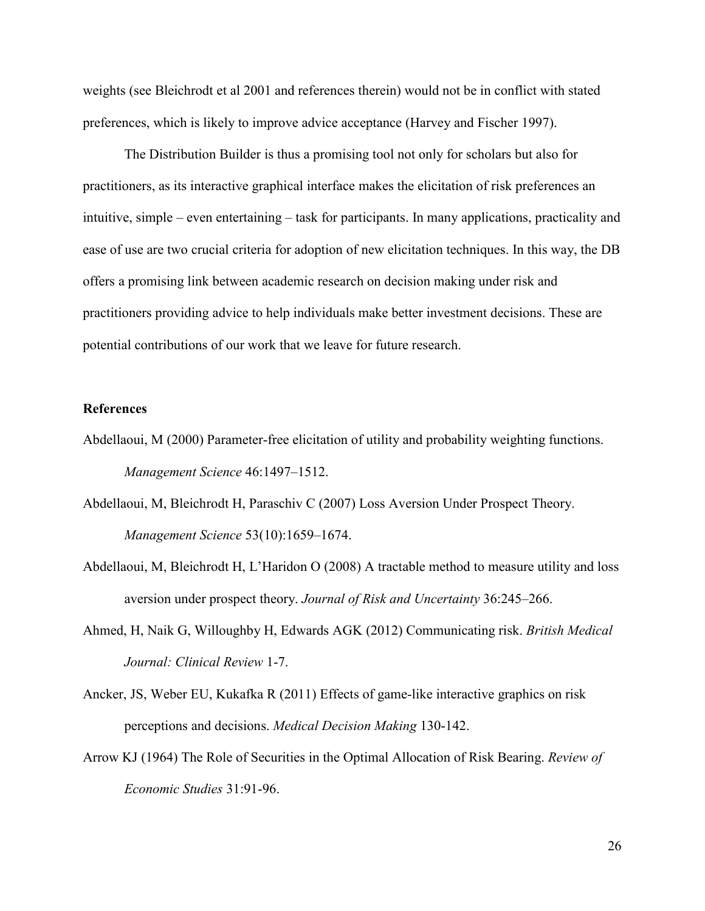weights (see Bleichrodt et al 2001 and references therein) would not be in conflict with stated preferences, which is likely to improve advice acceptance (Harvey and Fischer 1997).

The Distribution Builder is thus a promising tool not only for scholars but also for practitioners, as its interactive graphical interface makes the elicitation of risk preferences an intuitive, simple – even entertaining – task for participants. In many applications, practicality and ease of use are two crucial criteria for adoption of new elicitation techniques. In this way, the DB offers a promising link between academic research on decision making under risk and practitioners providing advice to help individuals make better investment decisions. These are potential contributions of our work that we leave for future research.

**References**

Abdellaoui, M (2000) Parameter-free elicitation of utility and probability weighting functions. *Management Science* 46:1497–1512.

Abdellaoui, M, Bleichrodt H, Paraschiv C (2007) Loss Aversion Under Prospect Theory. *Management Science* 53(10):1659–1674.

Abdellaoui, M, Bleichrodt H, L'Haridon O (2008) A tractable method to measure utility and loss aversion under prospect theory. *Journal of Risk and Uncertainty* 36:245–266.

Ahmed, H, Naik G, Willoughby H, Edwards AGK (2012) Communicating risk. *British Medical Journal: Clinical Review* 1-7.

Ancker, JS, Weber EU, Kukafka R (2011) Effects of game-like interactive graphics on risk perceptions and decisions. *Medical Decision Making* 130-142.

Arrow KJ (1964) The Role of Securities in the Optimal Allocation of Risk Bearing. *Review of Economic Studies* 31:91-96.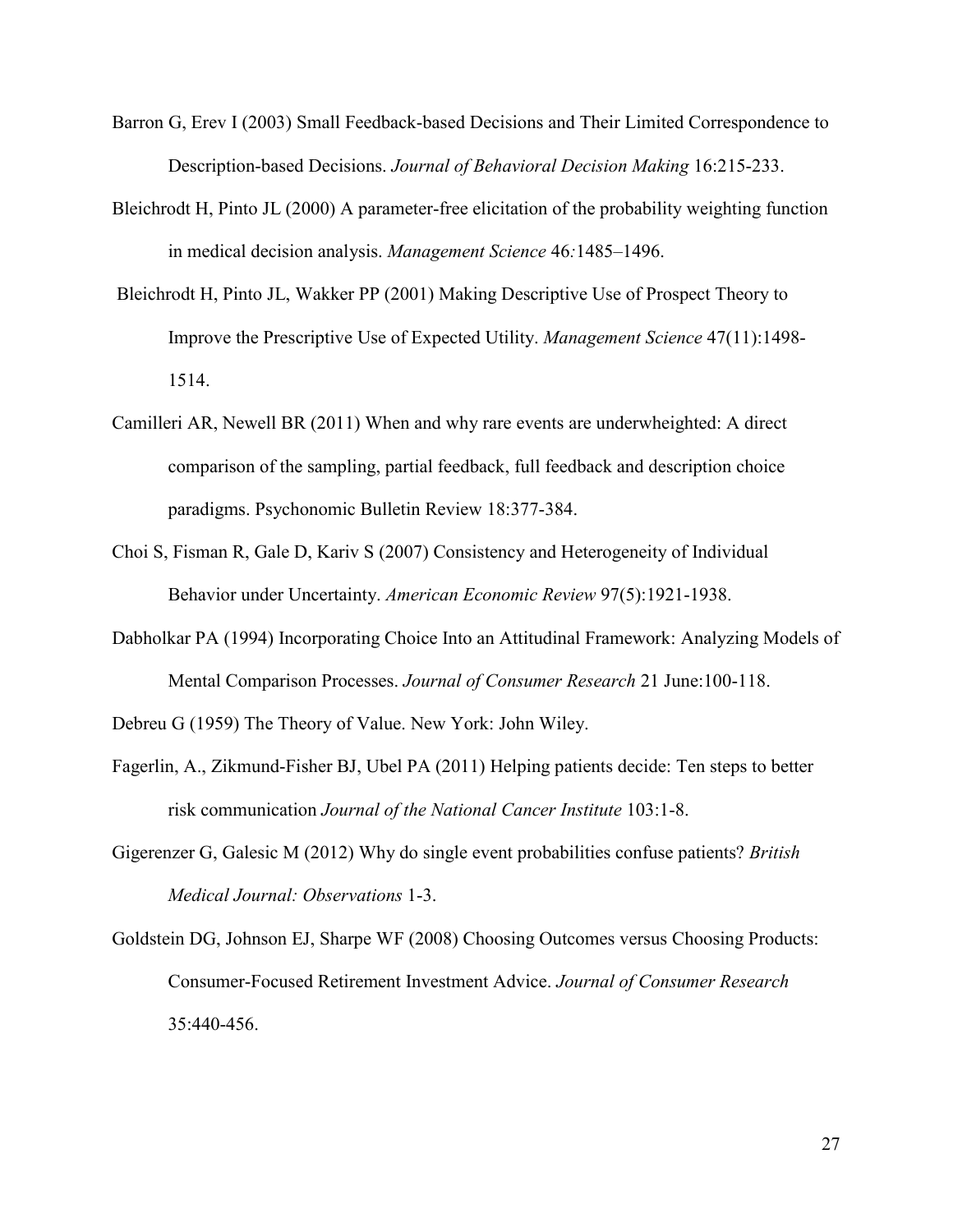Barron G, Erev I (2003) Small Feedback-based Decisions and Their Limited Correspondence to Description-based Decisions. *Journal of Behavioral Decision Making* 16:215-233.

Bleichrodt H, Pinto JL (2000) A parameter-free elicitation of the probability weighting function in medical decision analysis. *Management Science* 46*:*1485–1496.

Bleichrodt H, Pinto JL, Wakker PP (2001) Making Descriptive Use of Prospect Theory to Improve the Prescriptive Use of Expected Utility. *Management Science* 47(11):1498-1514.

Camilleri AR, Newell BR (2011) When and why rare events are underwheighted: A direct comparison of the sampling, partial feedback, full feedback and description choice paradigms. Psychonomic Bulletin Review 18:377-384.

Choi S, Fisman R, Gale D, Kariv S (2007) Consistency and Heterogeneity of Individual Behavior under Uncertainty. *American Economic Review* 97(5):1921-1938.

Dabholkar PA (1994) Incorporating Choice Into an Attitudinal Framework: Analyzing Models of Mental Comparison Processes. *Journal of Consumer Research* 21 June:100-118.

Debreu G (1959) The Theory of Value. New York: John Wiley.

Fagerlin, A., Zikmund-Fisher BJ, Ubel PA (2011) Helping patients decide: Ten steps to better risk communication *Journal of the National Cancer Institute* 103:1-8.

Gigerenzer G, Galesic M (2012) Why do single event probabilities confuse patients? *British Medical Journal: Observations* 1-3.

Goldstein DG, Johnson EJ, Sharpe WF (2008) Choosing Outcomes versus Choosing Products: Consumer-Focused Retirement Investment Advice. *Journal of Consumer Research* 35:440-456.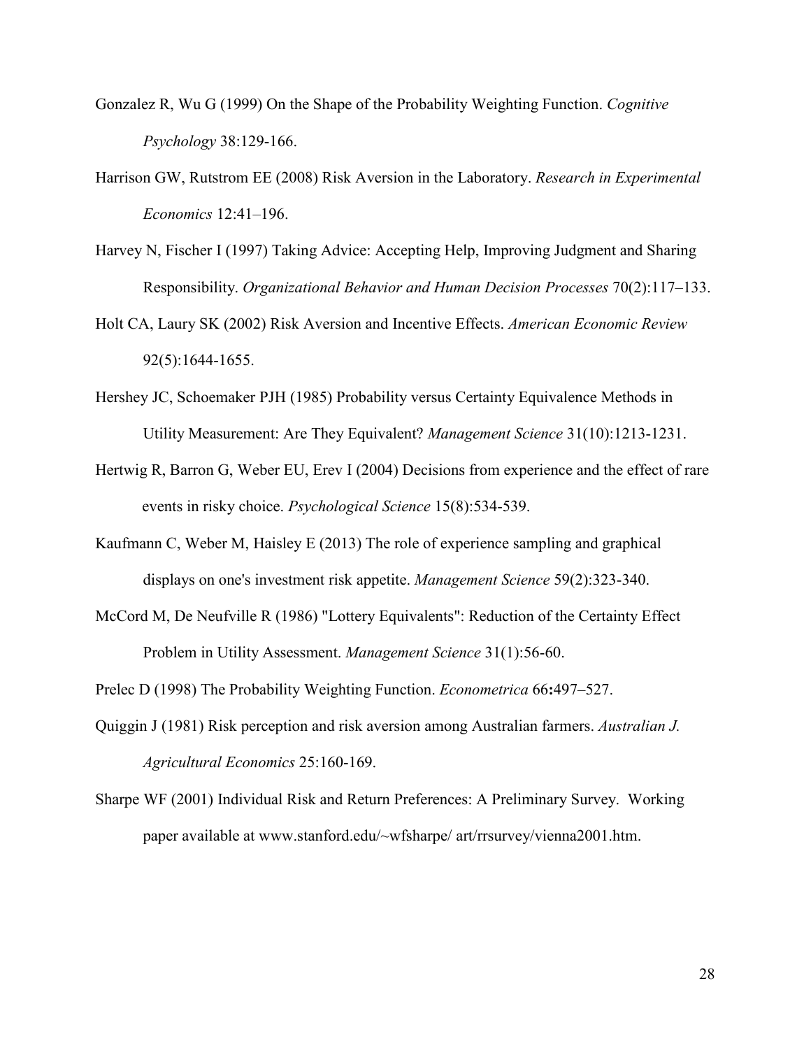Gonzalez R, Wu G (1999) On the Shape of the Probability Weighting Function. *Cognitive Psychology* 38:129-166.

Harrison GW, Rutstrom EE (2008) Risk Aversion in the Laboratory. *Research in Experimental Economics* 12:41–196.

Harvey N, Fischer I (1997) Taking Advice: Accepting Help, Improving Judgment and Sharing Responsibility. *Organizational Behavior and Human Decision Processes* 70(2):117–133.

Holt CA, Laury SK (2002) Risk Aversion and Incentive Effects. *American Economic Review* 92(5):1644-1655.

Hershey JC, Schoemaker PJH (1985) Probability versus Certainty Equivalence Methods in Utility Measurement: Are They Equivalent? *Management Science* 31(10):1213-1231.

Hertwig R, Barron G, Weber EU, Erev I (2004) Decisions from experience and the effect of rare events in risky choice. *Psychological Science* 15(8):534-539.

Kaufmann C, Weber M, Haisley E (2013) The role of experience sampling and graphical displays on one's investment risk appetite. *Management Science* 59(2):323-340.

McCord M, De Neufville R (1986) "Lottery Equivalents": Reduction of the Certainty Effect Problem in Utility Assessment. *Management Science* 31(1):56-60.

Prelec D (1998) The Probability Weighting Function. *Econometrica* 66**:**497–527.

Quiggin J (1981) Risk perception and risk aversion among Australian farmers. *Australian J. Agricultural Economics* 25:160-169.

Sharpe WF (2001) Individual Risk and Return Preferences: A Preliminary Survey. Working paper available at www.stanford.edu/~wfsharpe/ art/rrsurvey/vienna2001.htm.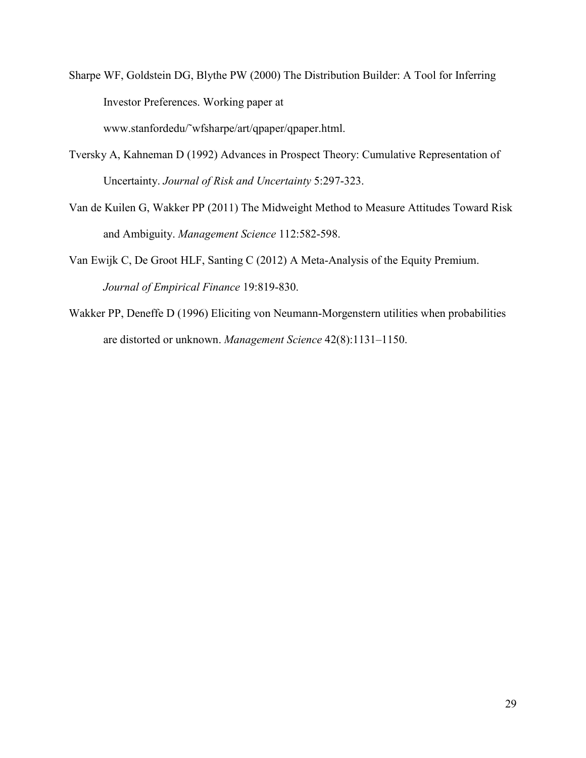Sharpe WF, Goldstein DG, Blythe PW (2000) The Distribution Builder: A Tool for Inferring Investor Preferences. Working paper at www.stanfordedu/˜wfsharpe/art/qpaper/qpaper.html.

Tversky A, Kahneman D (1992) Advances in Prospect Theory: Cumulative Representation of Uncertainty. *Journal of Risk and Uncertainty* 5:297-323.

Van de Kuilen G, Wakker PP (2011) The Midweight Method to Measure Attitudes Toward Risk and Ambiguity. *Management Science* 112:582-598.

Van Ewijk C, De Groot HLF, Santing C (2012) A Meta-Analysis of the Equity Premium. *Journal of Empirical Finance* 19:819-830.

Wakker PP, Deneffe D (1996) Eliciting von Neumann-Morgenstern utilities when probabilities are distorted or unknown. *Management Science* 42(8):1131–1150.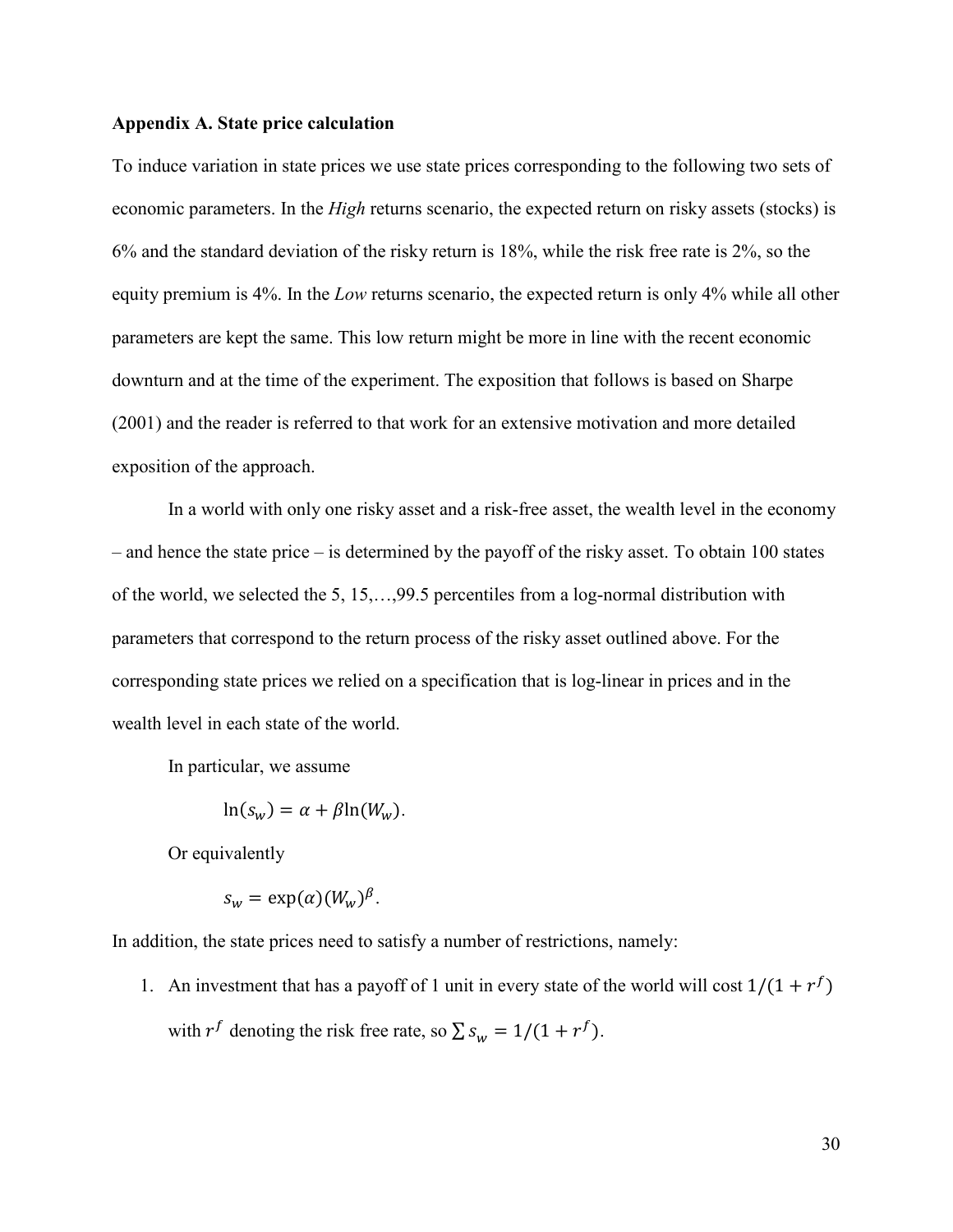**Appendix A. State price calculation**

To induce variation in state prices we use state prices corresponding to the following two sets of economic parameters. In the *High* returns scenario, the expected return on risky assets (stocks) is 6% and the standard deviation of the risky return is 18%, while the risk free rate is 2%, so the equity premium is 4%. In the *Low* returns scenario, the expected return is only 4% while all other parameters are kept the same. This low return might be more in line with the recent economic downturn and at the time of the experiment. The exposition that follows is based on Sharpe (2001) and the reader is referred to that work for an extensive motivation and more detailed exposition of the approach.

In a world with only one risky asset and a risk-free asset, the wealth level in the economy – and hence the state price – is determined by the payoff of the risky asset. To obtain 100 states of the world, we selected the 5, 15,…,99.5 percentiles from a log-normal distribution with parameters that correspond to the return process of the risky asset outlined above. For the corresponding state prices we relied on a specification that is log-linear in prices and in the wealth level in each state of the world.

In particular, we assume

$$\ln(s_w) = \alpha + \beta \ln(W_w).$$

Or equivalently

$$s_w = \exp(\alpha)(W_w)^{\beta}.$$

In addition, the state prices need to satisfy a number of restrictions, namely:

1. An investment that has a payoff of 1 unit in every state of the world will cost $1/(1 + r^f)$ with $r^f$ denoting the risk free rate, so $\sum s_w = 1/(1 + r^f)$.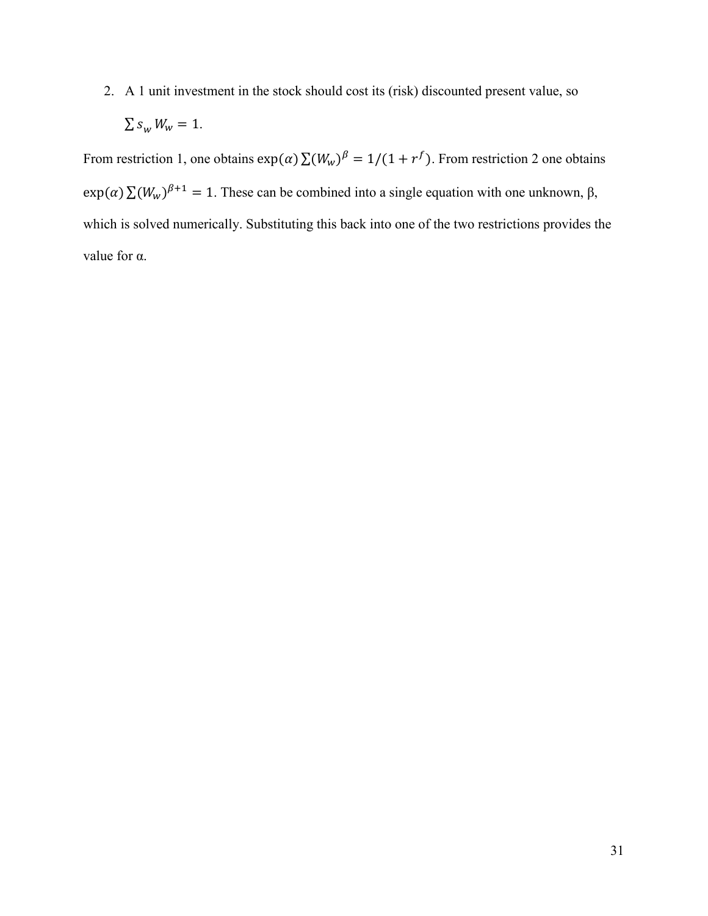2. A 1 unit investment in the stock should cost its (risk) discounted present value, so

   $\sum s_w W_w = 1.$

From restriction 1, one obtains $\exp(\alpha) \sum (W_w)^{\beta} = 1/(1 + r^f)$. From restriction 2 one obtains $\exp(\alpha) \sum (W_w)^{\beta+1} = 1$. These can be combined into a single equation with one unknown, β, which is solved numerically. Substituting this back into one of the two restrictions provides the value for α.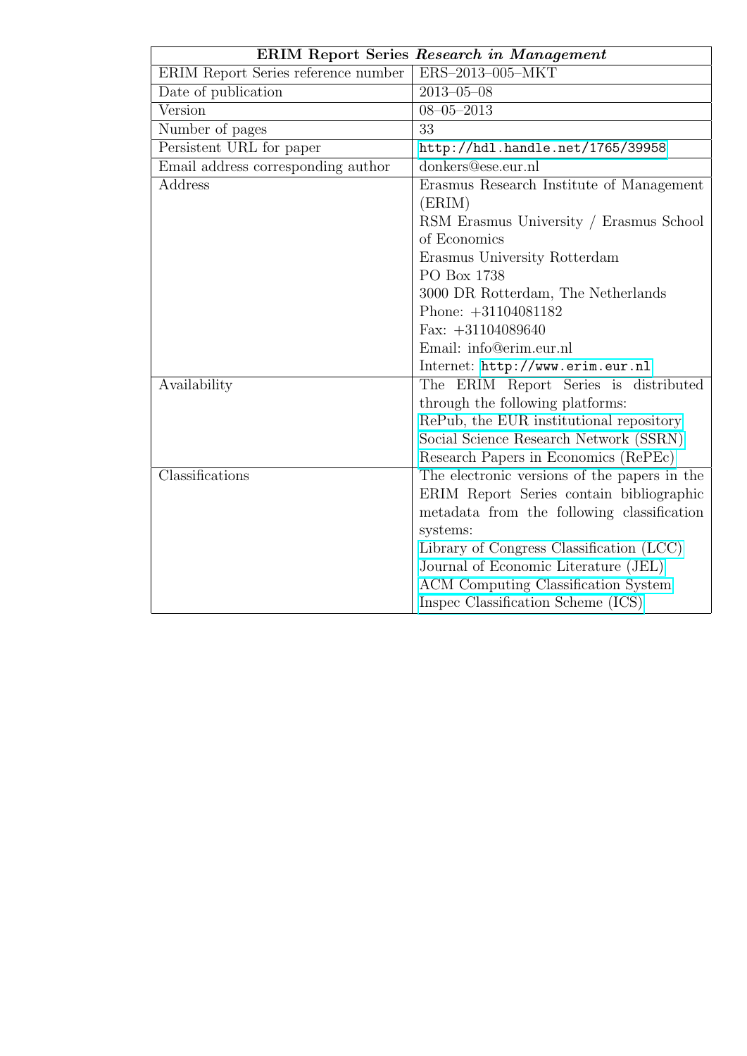| **ERIM Report Series** ***Research in Management*** | |
|---|---|
| ERIM Report Series reference number | ERS–2013–005–MKT |
| Date of publication | 2013–05–08 |
| Version | 08–05–2013 |
| Number of pages | 33 |
| Persistent URL for paper | http://hdl.handle.net/1765/39958 |
| Email address corresponding author | donkers@ese.eur.nl |
| Address | Erasmus Research Institute of Management (ERIM)<br>RSM Erasmus University / Erasmus School of Economics<br>Erasmus University Rotterdam<br>PO Box 1738<br>3000 DR Rotterdam, The Netherlands<br>Phone: +31104081182<br>Fax: +31104089640<br>Email: info@erim.eur.nl<br>Internet: http://www.erim.eur.nl |
| Availability | The ERIM Report Series is distributed through the following platforms:<br>RePub, the EUR institutional repository<br>Social Science Research Network (SSRN)<br>Research Papers in Economics (RePEc) |
| Classifications | The electronic versions of the papers in the ERIM Report Series contain bibliographic metadata from the following classification systems:<br>Library of Congress Classification (LCC)<br>Journal of Economic Literature (JEL)<br>ACM Computing Classification System<br>Inspec Classification Scheme (ICS) |